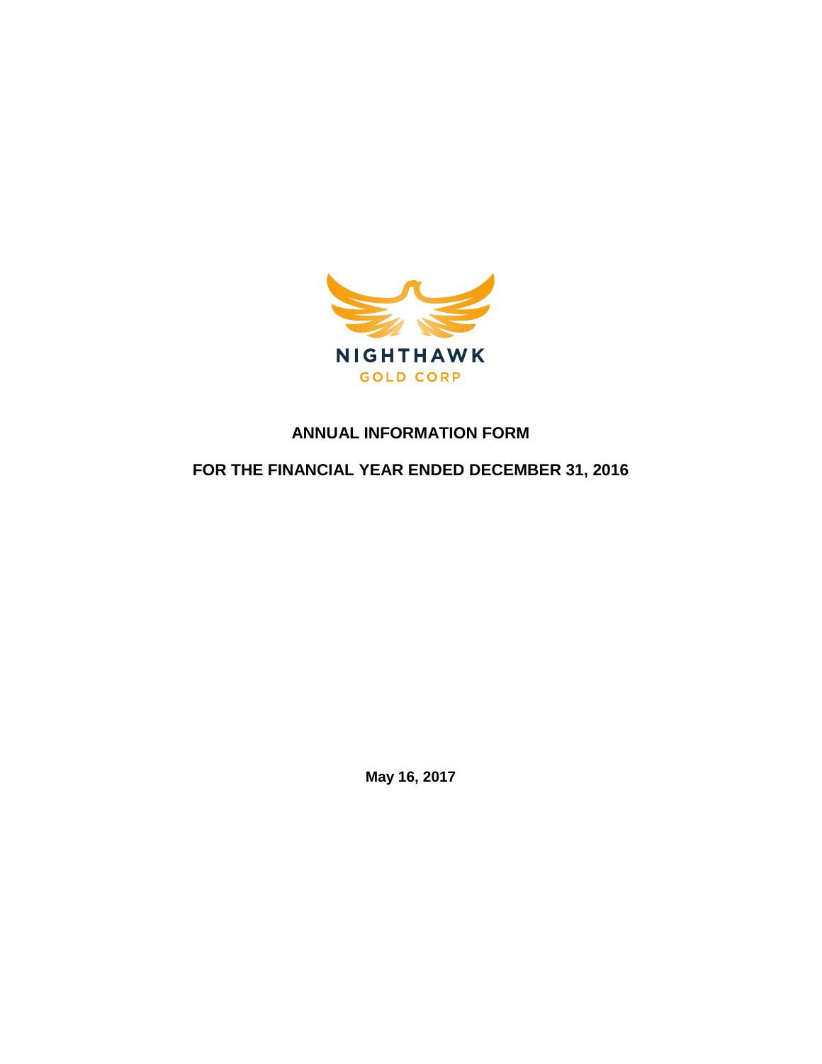NIGHTHAWK

GOLD CORP

# ANNUAL INFORMATION FORM

## FOR THE FINANCIAL YEAR ENDED DECEMBER 31, 2016

**May 16, 2017**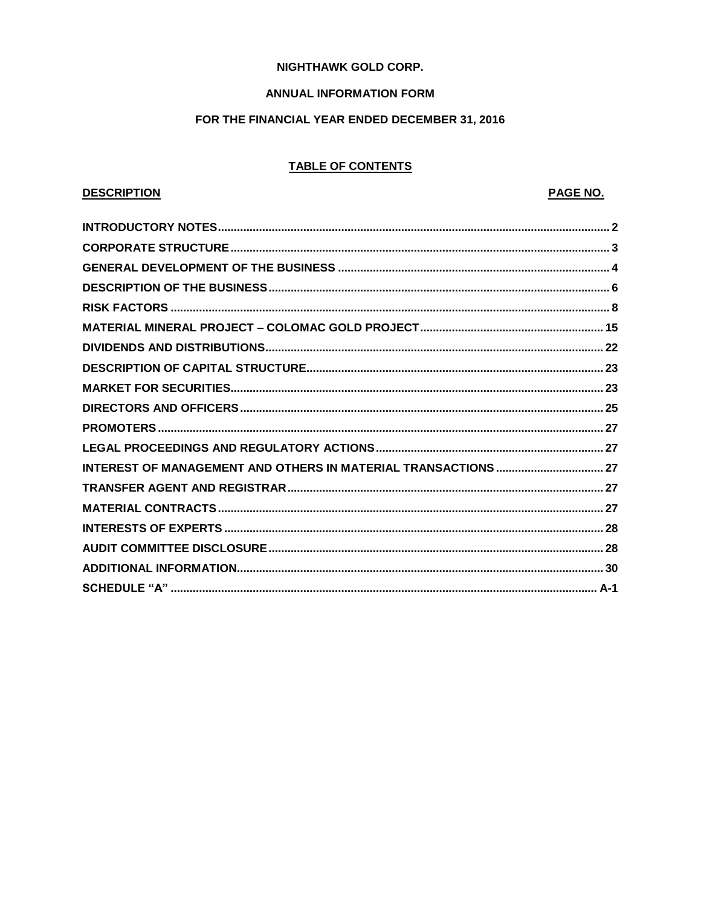**NIGHTHAWK GOLD CORP.**

**ANNUAL INFORMATION FORM**

**FOR THE FINANCIAL YEAR ENDED DECEMBER 31, 2016**

**TABLE OF CONTENTS**

| DESCRIPTION | PAGE NO. |
|---|---|
| INTRODUCTORY NOTES | 2 |
| CORPORATE STRUCTURE | 3 |
| GENERAL DEVELOPMENT OF THE BUSINESS | 4 |
| DESCRIPTION OF THE BUSINESS | 6 |
| RISK FACTORS | 8 |
| MATERIAL MINERAL PROJECT – COLOMAC GOLD PROJECT | 15 |
| DIVIDENDS AND DISTRIBUTIONS | 22 |
| DESCRIPTION OF CAPITAL STRUCTURE | 23 |
| MARKET FOR SECURITIES | 23 |
| DIRECTORS AND OFFICERS | 25 |
| PROMOTERS | 27 |
| LEGAL PROCEEDINGS AND REGULATORY ACTIONS | 27 |
| INTEREST OF MANAGEMENT AND OTHERS IN MATERIAL TRANSACTIONS | 27 |
| TRANSFER AGENT AND REGISTRAR | 27 |
| MATERIAL CONTRACTS | 27 |
| INTERESTS OF EXPERTS | 28 |
| AUDIT COMMITTEE DISCLOSURE | 28 |
| ADDITIONAL INFORMATION | 30 |
| SCHEDULE "A" | A-1 |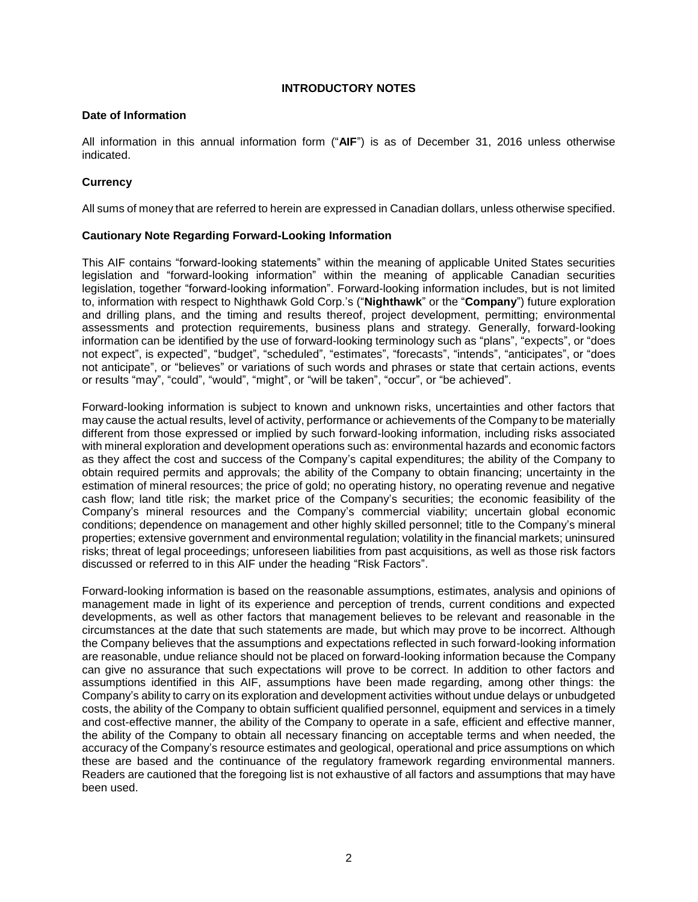## INTRODUCTORY NOTES

### Date of Information

All information in this annual information form ("**AIF**") is as of December 31, 2016 unless otherwise indicated.

### Currency

All sums of money that are referred to herein are expressed in Canadian dollars, unless otherwise specified.

### Cautionary Note Regarding Forward-Looking Information

This AIF contains "forward-looking statements" within the meaning of applicable United States securities legislation and "forward-looking information" within the meaning of applicable Canadian securities legislation, together "forward-looking information". Forward-looking information includes, but is not limited to, information with respect to Nighthawk Gold Corp.'s ("**Nighthawk**" or the "**Company**") future exploration and drilling plans, and the timing and results thereof, project development, permitting; environmental assessments and protection requirements, business plans and strategy. Generally, forward-looking information can be identified by the use of forward-looking terminology such as "plans", "expects", or "does not expect", is expected", "budget", "scheduled", "estimates", "forecasts", "intends", "anticipates", or "does not anticipate", or "believes" or variations of such words and phrases or state that certain actions, events or results "may", "could", "would", "might", or "will be taken", "occur", or "be achieved".

Forward-looking information is subject to known and unknown risks, uncertainties and other factors that may cause the actual results, level of activity, performance or achievements of the Company to be materially different from those expressed or implied by such forward-looking information, including risks associated with mineral exploration and development operations such as: environmental hazards and economic factors as they affect the cost and success of the Company's capital expenditures; the ability of the Company to obtain required permits and approvals; the ability of the Company to obtain financing; uncertainty in the estimation of mineral resources; the price of gold; no operating history, no operating revenue and negative cash flow; land title risk; the market price of the Company's securities; the economic feasibility of the Company's mineral resources and the Company's commercial viability; uncertain global economic conditions; dependence on management and other highly skilled personnel; title to the Company's mineral properties; extensive government and environmental regulation; volatility in the financial markets; uninsured risks; threat of legal proceedings; unforeseen liabilities from past acquisitions, as well as those risk factors discussed or referred to in this AIF under the heading "Risk Factors".

Forward-looking information is based on the reasonable assumptions, estimates, analysis and opinions of management made in light of its experience and perception of trends, current conditions and expected developments, as well as other factors that management believes to be relevant and reasonable in the circumstances at the date that such statements are made, but which may prove to be incorrect. Although the Company believes that the assumptions and expectations reflected in such forward-looking information are reasonable, undue reliance should not be placed on forward-looking information because the Company can give no assurance that such expectations will prove to be correct. In addition to other factors and assumptions identified in this AIF, assumptions have been made regarding, among other things: the Company's ability to carry on its exploration and development activities without undue delays or unbudgeted costs, the ability of the Company to obtain sufficient qualified personnel, equipment and services in a timely and cost-effective manner, the ability of the Company to operate in a safe, efficient and effective manner, the ability of the Company to obtain all necessary financing on acceptable terms and when needed, the accuracy of the Company's resource estimates and geological, operational and price assumptions on which these are based and the continuance of the regulatory framework regarding environmental manners. Readers are cautioned that the foregoing list is not exhaustive of all factors and assumptions that may have been used.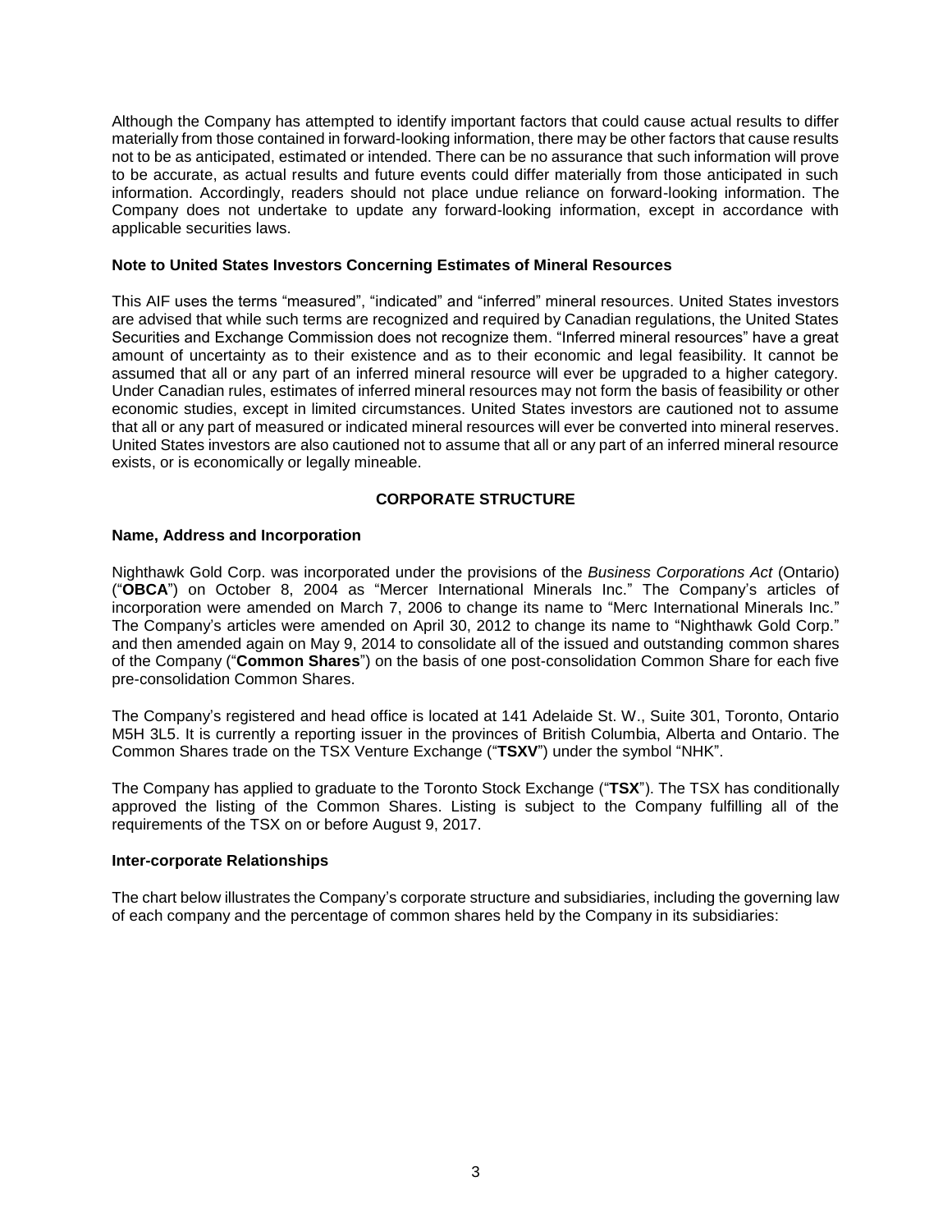Although the Company has attempted to identify important factors that could cause actual results to differ materially from those contained in forward-looking information, there may be other factors that cause results not to be as anticipated, estimated or intended. There can be no assurance that such information will prove to be accurate, as actual results and future events could differ materially from those anticipated in such information. Accordingly, readers should not place undue reliance on forward-looking information. The Company does not undertake to update any forward-looking information, except in accordance with applicable securities laws.

**Note to United States Investors Concerning Estimates of Mineral Resources**

This AIF uses the terms "measured", "indicated" and "inferred" mineral resources. United States investors are advised that while such terms are recognized and required by Canadian regulations, the United States Securities and Exchange Commission does not recognize them. "Inferred mineral resources" have a great amount of uncertainty as to their existence and as to their economic and legal feasibility. It cannot be assumed that all or any part of an inferred mineral resource will ever be upgraded to a higher category. Under Canadian rules, estimates of inferred mineral resources may not form the basis of feasibility or other economic studies, except in limited circumstances. United States investors are cautioned not to assume that all or any part of measured or indicated mineral resources will ever be converted into mineral reserves. United States investors are also cautioned not to assume that all or any part of an inferred mineral resource exists, or is economically or legally mineable.

## CORPORATE STRUCTURE

**Name, Address and Incorporation**

Nighthawk Gold Corp. was incorporated under the provisions of the *Business Corporations Act* (Ontario) ("**OBCA**") on October 8, 2004 as "Mercer International Minerals Inc." The Company's articles of incorporation were amended on March 7, 2006 to change its name to "Merc International Minerals Inc." The Company's articles were amended on April 30, 2012 to change its name to "Nighthawk Gold Corp." and then amended again on May 9, 2014 to consolidate all of the issued and outstanding common shares of the Company ("**Common Shares**") on the basis of one post-consolidation Common Share for each five pre-consolidation Common Shares.

The Company's registered and head office is located at 141 Adelaide St. W., Suite 301, Toronto, Ontario M5H 3L5. It is currently a reporting issuer in the provinces of British Columbia, Alberta and Ontario. The Common Shares trade on the TSX Venture Exchange ("**TSXV**") under the symbol "NHK".

The Company has applied to graduate to the Toronto Stock Exchange ("**TSX**"). The TSX has conditionally approved the listing of the Common Shares. Listing is subject to the Company fulfilling all of the requirements of the TSX on or before August 9, 2017.

**Inter-corporate Relationships**

The chart below illustrates the Company's corporate structure and subsidiaries, including the governing law of each company and the percentage of common shares held by the Company in its subsidiaries: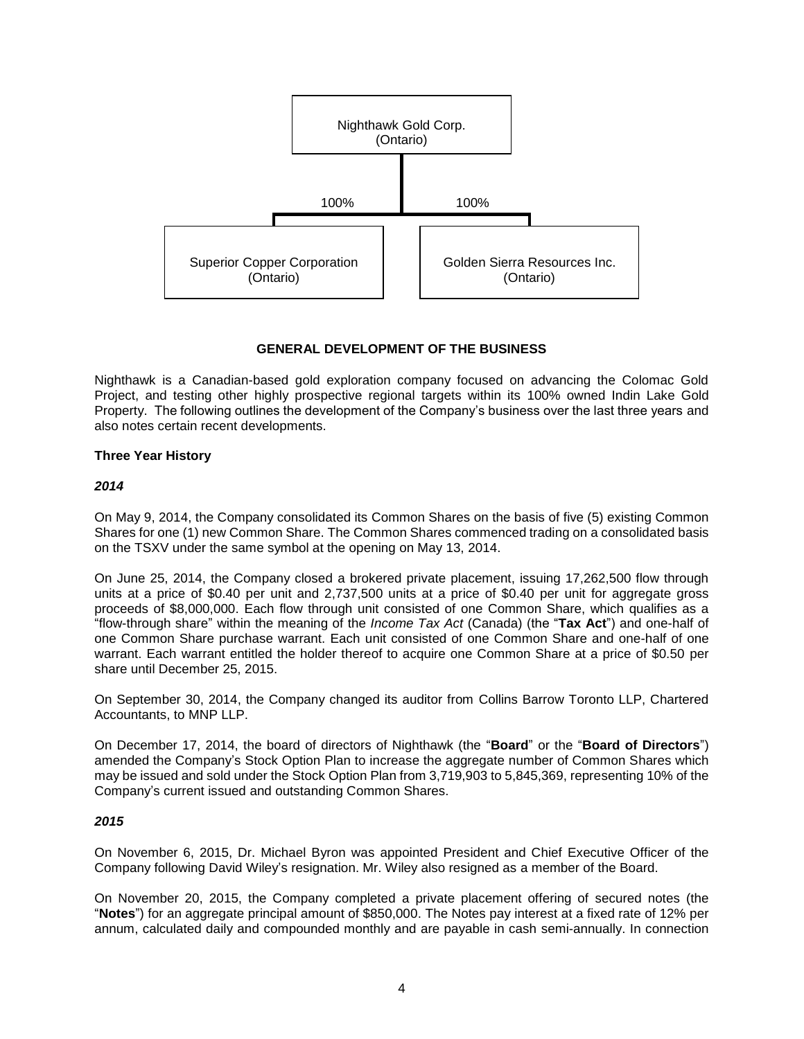Nighthawk Gold Corp.
(Ontario)

100% 100%

Superior Copper Corporation
(Ontario)

Golden Sierra Resources Inc.
(Ontario)

## GENERAL DEVELOPMENT OF THE BUSINESS

Nighthawk is a Canadian-based gold exploration company focused on advancing the Colomac Gold Project, and testing other highly prospective regional targets within its 100% owned Indin Lake Gold Property. The following outlines the development of the Company's business over the last three years and also notes certain recent developments.

### Three Year History

#### *2014*

On May 9, 2014, the Company consolidated its Common Shares on the basis of five (5) existing Common Shares for one (1) new Common Share. The Common Shares commenced trading on a consolidated basis on the TSXV under the same symbol at the opening on May 13, 2014.

On June 25, 2014, the Company closed a brokered private placement, issuing 17,262,500 flow through units at a price of $0.40 per unit and 2,737,500 units at a price of $0.40 per unit for aggregate gross proceeds of $8,000,000. Each flow through unit consisted of one Common Share, which qualifies as a "flow-through share" within the meaning of the *Income Tax Act* (Canada) (the "**Tax Act**") and one-half of one Common Share purchase warrant. Each unit consisted of one Common Share and one-half of one warrant. Each warrant entitled the holder thereof to acquire one Common Share at a price of $0.50 per share until December 25, 2015.

On September 30, 2014, the Company changed its auditor from Collins Barrow Toronto LLP, Chartered Accountants, to MNP LLP.

On December 17, 2014, the board of directors of Nighthawk (the "**Board**" or the "**Board of Directors**") amended the Company's Stock Option Plan to increase the aggregate number of Common Shares which may be issued and sold under the Stock Option Plan from 3,719,903 to 5,845,369, representing 10% of the Company's current issued and outstanding Common Shares.

#### *2015*

On November 6, 2015, Dr. Michael Byron was appointed President and Chief Executive Officer of the Company following David Wiley's resignation. Mr. Wiley also resigned as a member of the Board.

On November 20, 2015, the Company completed a private placement offering of secured notes (the "**Notes**") for an aggregate principal amount of $850,000. The Notes pay interest at a fixed rate of 12% per annum, calculated daily and compounded monthly and are payable in cash semi-annually. In connection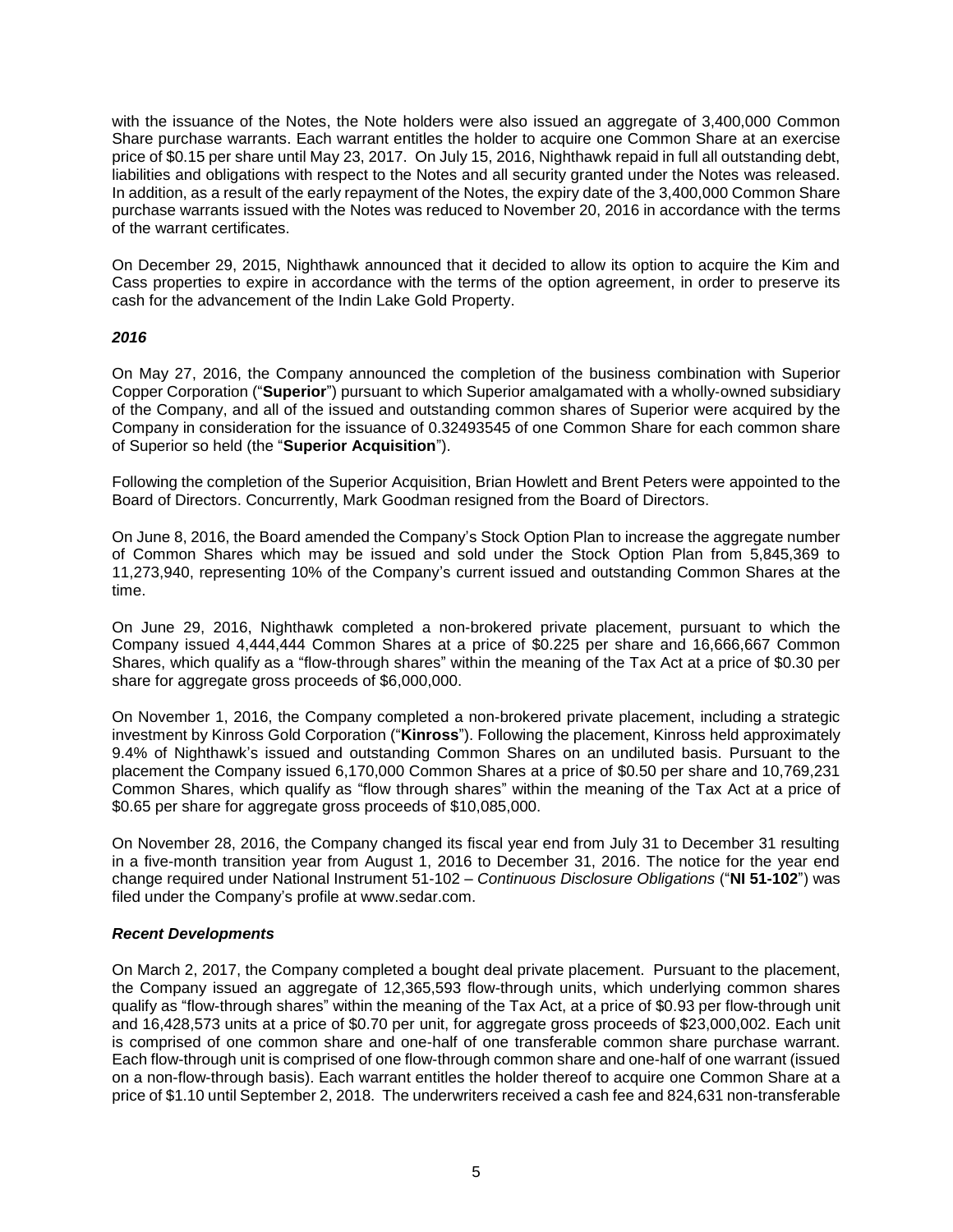with the issuance of the Notes, the Note holders were also issued an aggregate of 3,400,000 Common Share purchase warrants. Each warrant entitles the holder to acquire one Common Share at an exercise price of $0.15 per share until May 23, 2017. On July 15, 2016, Nighthawk repaid in full all outstanding debt, liabilities and obligations with respect to the Notes and all security granted under the Notes was released. In addition, as a result of the early repayment of the Notes, the expiry date of the 3,400,000 Common Share purchase warrants issued with the Notes was reduced to November 20, 2016 in accordance with the terms of the warrant certificates.

On December 29, 2015, Nighthawk announced that it decided to allow its option to acquire the Kim and Cass properties to expire in accordance with the terms of the option agreement, in order to preserve its cash for the advancement of the Indin Lake Gold Property.

### *2016*

On May 27, 2016, the Company announced the completion of the business combination with Superior Copper Corporation ("**Superior**") pursuant to which Superior amalgamated with a wholly-owned subsidiary of the Company, and all of the issued and outstanding common shares of Superior were acquired by the Company in consideration for the issuance of 0.32493545 of one Common Share for each common share of Superior so held (the "**Superior Acquisition**").

Following the completion of the Superior Acquisition, Brian Howlett and Brent Peters were appointed to the Board of Directors. Concurrently, Mark Goodman resigned from the Board of Directors.

On June 8, 2016, the Board amended the Company's Stock Option Plan to increase the aggregate number of Common Shares which may be issued and sold under the Stock Option Plan from 5,845,369 to 11,273,940, representing 10% of the Company's current issued and outstanding Common Shares at the time.

On June 29, 2016, Nighthawk completed a non-brokered private placement, pursuant to which the Company issued 4,444,444 Common Shares at a price of $0.225 per share and 16,666,667 Common Shares, which qualify as a "flow-through shares" within the meaning of the Tax Act at a price of $0.30 per share for aggregate gross proceeds of $6,000,000.

On November 1, 2016, the Company completed a non-brokered private placement, including a strategic investment by Kinross Gold Corporation ("**Kinross**"). Following the placement, Kinross held approximately 9.4% of Nighthawk's issued and outstanding Common Shares on an undiluted basis. Pursuant to the placement the Company issued 6,170,000 Common Shares at a price of $0.50 per share and 10,769,231 Common Shares, which qualify as "flow through shares" within the meaning of the Tax Act at a price of $0.65 per share for aggregate gross proceeds of $10,085,000.

On November 28, 2016, the Company changed its fiscal year end from July 31 to December 31 resulting in a five-month transition year from August 1, 2016 to December 31, 2016. The notice for the year end change required under National Instrument 51-102 – *Continuous Disclosure Obligations* ("**NI 51-102**") was filed under the Company's profile at www.sedar.com.

### *Recent Developments*

On March 2, 2017, the Company completed a bought deal private placement. Pursuant to the placement, the Company issued an aggregate of 12,365,593 flow-through units, which underlying common shares qualify as "flow-through shares" within the meaning of the Tax Act, at a price of $0.93 per flow-through unit and 16,428,573 units at a price of $0.70 per unit, for aggregate gross proceeds of $23,000,002. Each unit is comprised of one common share and one-half of one transferable common share purchase warrant. Each flow-through unit is comprised of one flow-through common share and one-half of one warrant (issued on a non-flow-through basis). Each warrant entitles the holder thereof to acquire one Common Share at a price of $1.10 until September 2, 2018. The underwriters received a cash fee and 824,631 non-transferable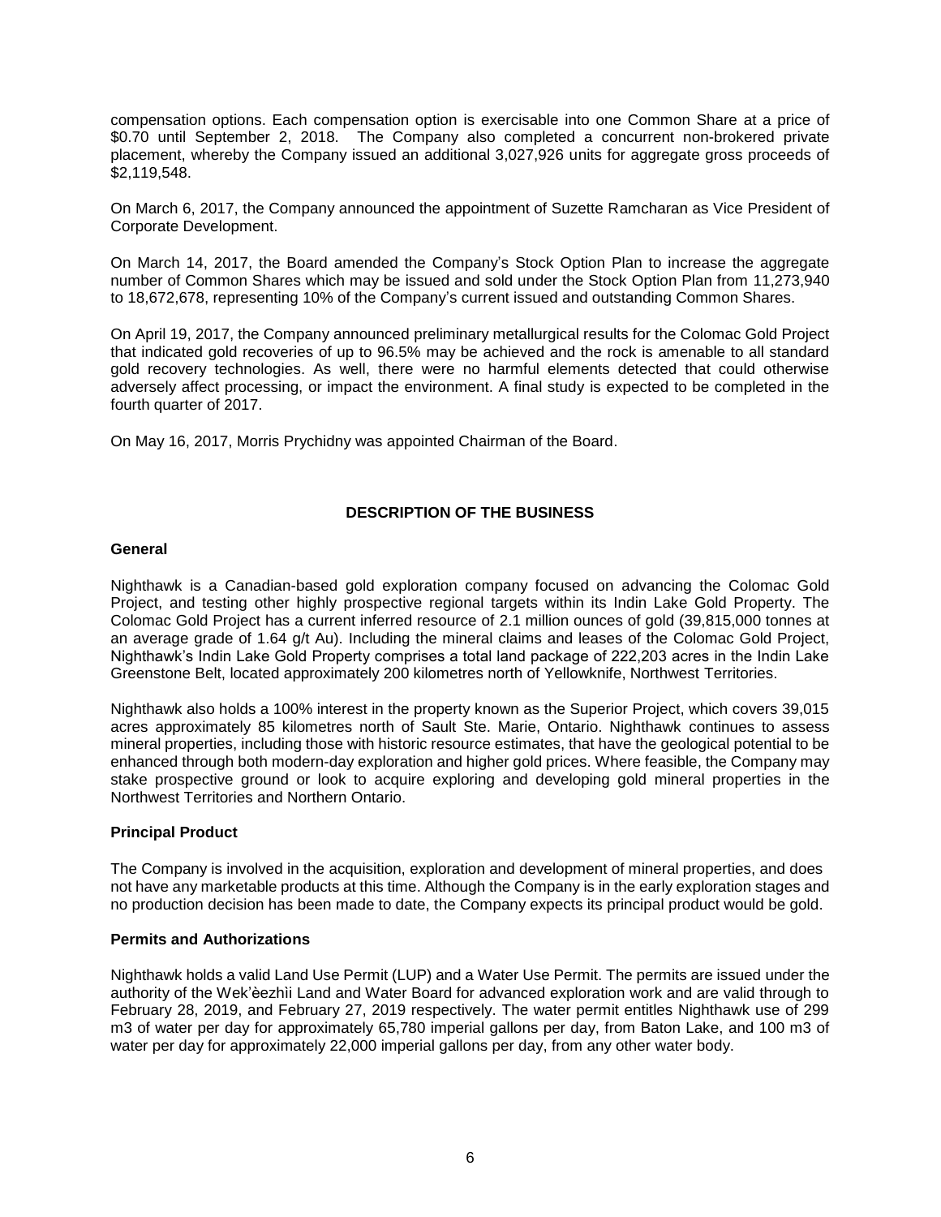compensation options. Each compensation option is exercisable into one Common Share at a price of $0.70 until September 2, 2018. The Company also completed a concurrent non-brokered private placement, whereby the Company issued an additional 3,027,926 units for aggregate gross proceeds of $2,119,548.

On March 6, 2017, the Company announced the appointment of Suzette Ramcharan as Vice President of Corporate Development.

On March 14, 2017, the Board amended the Company's Stock Option Plan to increase the aggregate number of Common Shares which may be issued and sold under the Stock Option Plan from 11,273,940 to 18,672,678, representing 10% of the Company's current issued and outstanding Common Shares.

On April 19, 2017, the Company announced preliminary metallurgical results for the Colomac Gold Project that indicated gold recoveries of up to 96.5% may be achieved and the rock is amenable to all standard gold recovery technologies. As well, there were no harmful elements detected that could otherwise adversely affect processing, or impact the environment. A final study is expected to be completed in the fourth quarter of 2017.

On May 16, 2017, Morris Prychidny was appointed Chairman of the Board.

## DESCRIPTION OF THE BUSINESS

### General

Nighthawk is a Canadian-based gold exploration company focused on advancing the Colomac Gold Project, and testing other highly prospective regional targets within its Indin Lake Gold Property. The Colomac Gold Project has a current inferred resource of 2.1 million ounces of gold (39,815,000 tonnes at an average grade of 1.64 g/t Au). Including the mineral claims and leases of the Colomac Gold Project, Nighthawk's Indin Lake Gold Property comprises a total land package of 222,203 acres in the Indin Lake Greenstone Belt, located approximately 200 kilometres north of Yellowknife, Northwest Territories.

Nighthawk also holds a 100% interest in the property known as the Superior Project, which covers 39,015 acres approximately 85 kilometres north of Sault Ste. Marie, Ontario. Nighthawk continues to assess mineral properties, including those with historic resource estimates, that have the geological potential to be enhanced through both modern-day exploration and higher gold prices. Where feasible, the Company may stake prospective ground or look to acquire exploring and developing gold mineral properties in the Northwest Territories and Northern Ontario.

### Principal Product

The Company is involved in the acquisition, exploration and development of mineral properties, and does not have any marketable products at this time. Although the Company is in the early exploration stages and no production decision has been made to date, the Company expects its principal product would be gold.

### Permits and Authorizations

Nighthawk holds a valid Land Use Permit (LUP) and a Water Use Permit. The permits are issued under the authority of the Wek'èezhìi Land and Water Board for advanced exploration work and are valid through to February 28, 2019, and February 27, 2019 respectively. The water permit entitles Nighthawk use of 299 m3 of water per day for approximately 65,780 imperial gallons per day, from Baton Lake, and 100 m3 of water per day for approximately 22,000 imperial gallons per day, from any other water body.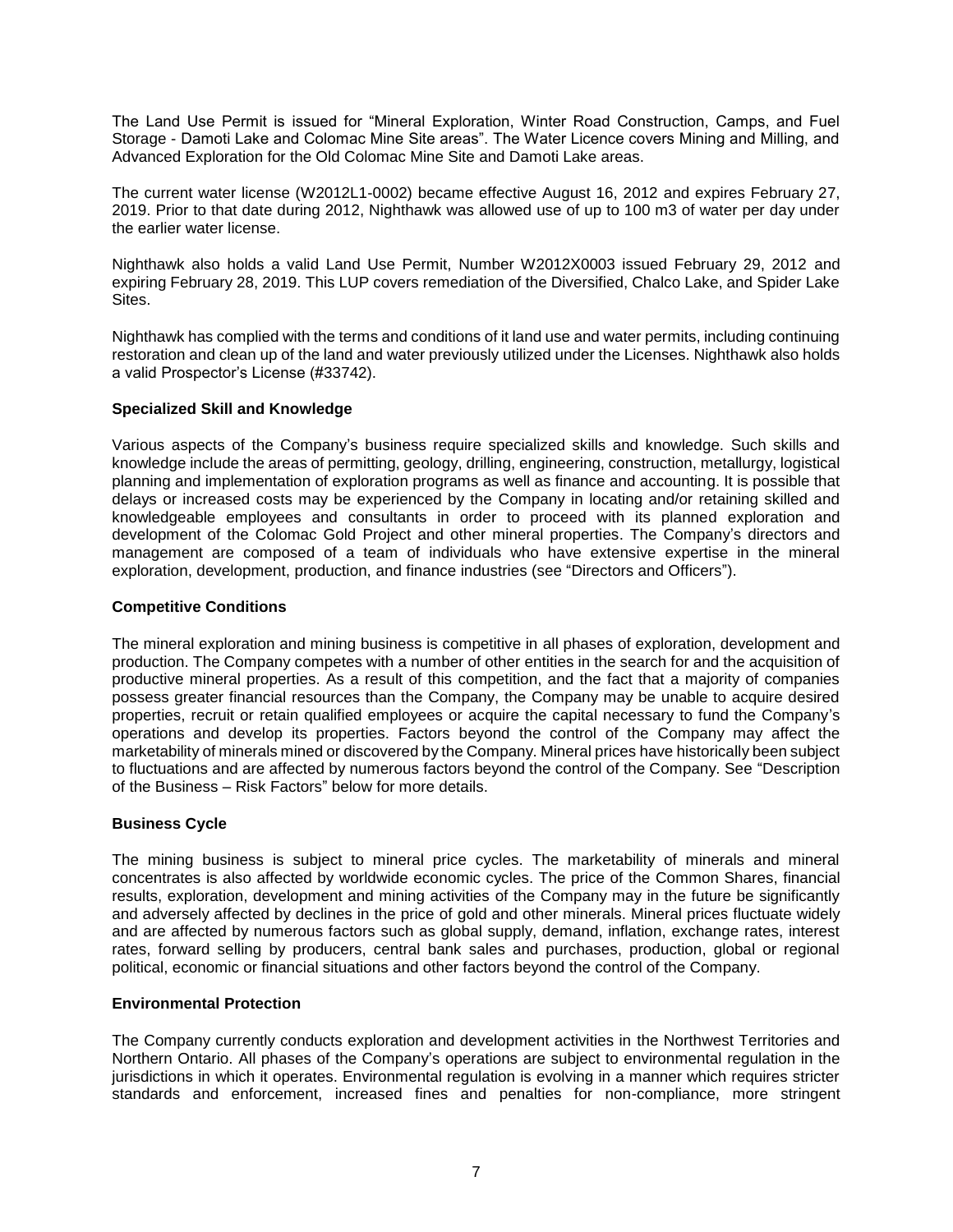The Land Use Permit is issued for "Mineral Exploration, Winter Road Construction, Camps, and Fuel Storage - Damoti Lake and Colomac Mine Site areas". The Water Licence covers Mining and Milling, and Advanced Exploration for the Old Colomac Mine Site and Damoti Lake areas.

The current water license (W2012L1-0002) became effective August 16, 2012 and expires February 27, 2019. Prior to that date during 2012, Nighthawk was allowed use of up to 100 m3 of water per day under the earlier water license.

Nighthawk also holds a valid Land Use Permit, Number W2012X0003 issued February 29, 2012 and expiring February 28, 2019. This LUP covers remediation of the Diversified, Chalco Lake, and Spider Lake Sites.

Nighthawk has complied with the terms and conditions of it land use and water permits, including continuing restoration and clean up of the land and water previously utilized under the Licenses. Nighthawk also holds a valid Prospector's License (#33742).

**Specialized Skill and Knowledge**

Various aspects of the Company's business require specialized skills and knowledge. Such skills and knowledge include the areas of permitting, geology, drilling, engineering, construction, metallurgy, logistical planning and implementation of exploration programs as well as finance and accounting. It is possible that delays or increased costs may be experienced by the Company in locating and/or retaining skilled and knowledgeable employees and consultants in order to proceed with its planned exploration and development of the Colomac Gold Project and other mineral properties. The Company's directors and management are composed of a team of individuals who have extensive expertise in the mineral exploration, development, production, and finance industries (see "Directors and Officers").

**Competitive Conditions**

The mineral exploration and mining business is competitive in all phases of exploration, development and production. The Company competes with a number of other entities in the search for and the acquisition of productive mineral properties. As a result of this competition, and the fact that a majority of companies possess greater financial resources than the Company, the Company may be unable to acquire desired properties, recruit or retain qualified employees or acquire the capital necessary to fund the Company's operations and develop its properties. Factors beyond the control of the Company may affect the marketability of minerals mined or discovered by the Company. Mineral prices have historically been subject to fluctuations and are affected by numerous factors beyond the control of the Company. See "Description of the Business – Risk Factors" below for more details.

**Business Cycle**

The mining business is subject to mineral price cycles. The marketability of minerals and mineral concentrates is also affected by worldwide economic cycles. The price of the Common Shares, financial results, exploration, development and mining activities of the Company may in the future be significantly and adversely affected by declines in the price of gold and other minerals. Mineral prices fluctuate widely and are affected by numerous factors such as global supply, demand, inflation, exchange rates, interest rates, forward selling by producers, central bank sales and purchases, production, global or regional political, economic or financial situations and other factors beyond the control of the Company.

**Environmental Protection**

The Company currently conducts exploration and development activities in the Northwest Territories and Northern Ontario. All phases of the Company's operations are subject to environmental regulation in the jurisdictions in which it operates. Environmental regulation is evolving in a manner which requires stricter standards and enforcement, increased fines and penalties for non-compliance, more stringent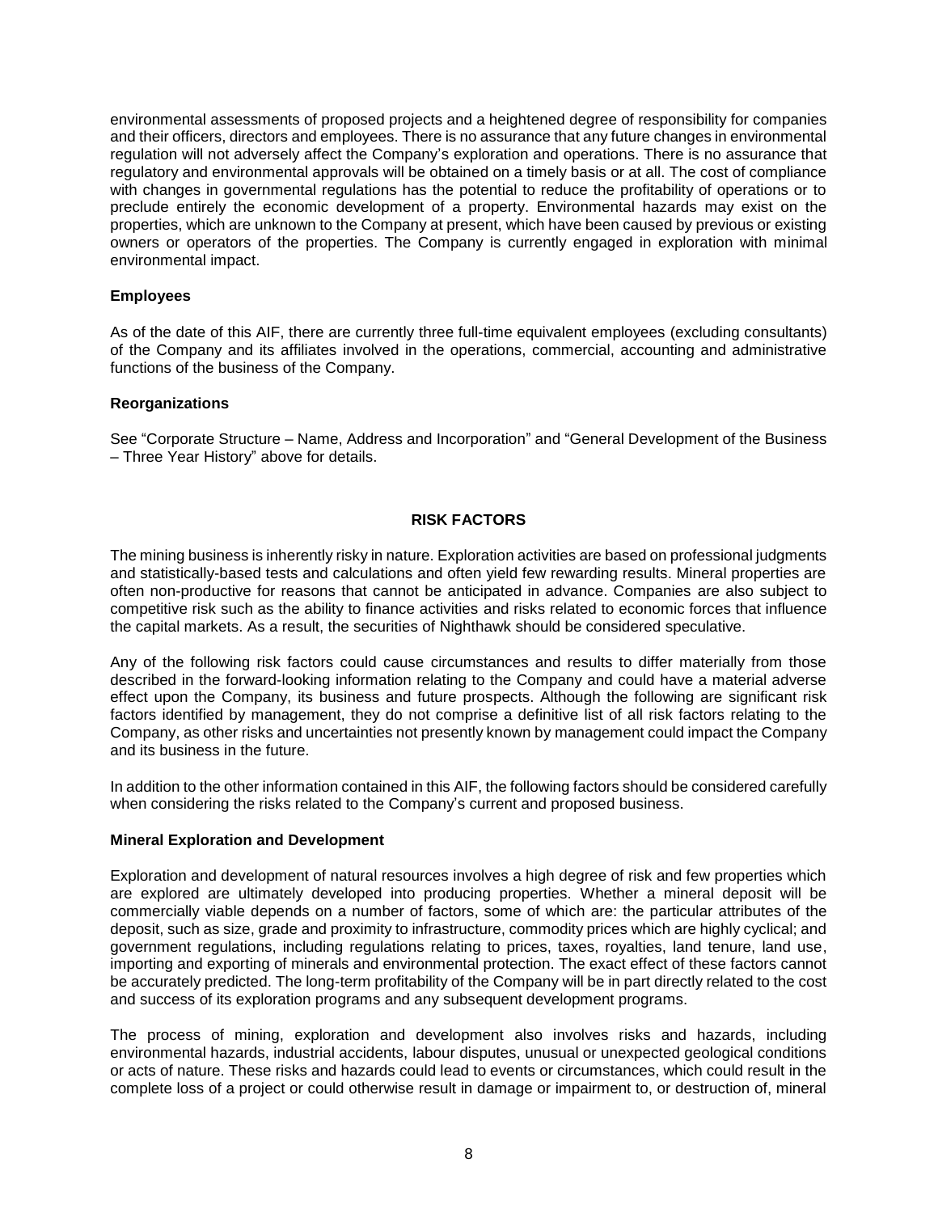environmental assessments of proposed projects and a heightened degree of responsibility for companies and their officers, directors and employees. There is no assurance that any future changes in environmental regulation will not adversely affect the Company's exploration and operations. There is no assurance that regulatory and environmental approvals will be obtained on a timely basis or at all. The cost of compliance with changes in governmental regulations has the potential to reduce the profitability of operations or to preclude entirely the economic development of a property. Environmental hazards may exist on the properties, which are unknown to the Company at present, which have been caused by previous or existing owners or operators of the properties. The Company is currently engaged in exploration with minimal environmental impact.

**Employees**

As of the date of this AIF, there are currently three full-time equivalent employees (excluding consultants) of the Company and its affiliates involved in the operations, commercial, accounting and administrative functions of the business of the Company.

**Reorganizations**

See "Corporate Structure – Name, Address and Incorporation" and "General Development of the Business – Three Year History" above for details.

## RISK FACTORS

The mining business is inherently risky in nature. Exploration activities are based on professional judgments and statistically-based tests and calculations and often yield few rewarding results. Mineral properties are often non-productive for reasons that cannot be anticipated in advance. Companies are also subject to competitive risk such as the ability to finance activities and risks related to economic forces that influence the capital markets. As a result, the securities of Nighthawk should be considered speculative.

Any of the following risk factors could cause circumstances and results to differ materially from those described in the forward-looking information relating to the Company and could have a material adverse effect upon the Company, its business and future prospects. Although the following are significant risk factors identified by management, they do not comprise a definitive list of all risk factors relating to the Company, as other risks and uncertainties not presently known by management could impact the Company and its business in the future.

In addition to the other information contained in this AIF, the following factors should be considered carefully when considering the risks related to the Company's current and proposed business.

**Mineral Exploration and Development**

Exploration and development of natural resources involves a high degree of risk and few properties which are explored are ultimately developed into producing properties. Whether a mineral deposit will be commercially viable depends on a number of factors, some of which are: the particular attributes of the deposit, such as size, grade and proximity to infrastructure, commodity prices which are highly cyclical; and government regulations, including regulations relating to prices, taxes, royalties, land tenure, land use, importing and exporting of minerals and environmental protection. The exact effect of these factors cannot be accurately predicted. The long-term profitability of the Company will be in part directly related to the cost and success of its exploration programs and any subsequent development programs.

The process of mining, exploration and development also involves risks and hazards, including environmental hazards, industrial accidents, labour disputes, unusual or unexpected geological conditions or acts of nature. These risks and hazards could lead to events or circumstances, which could result in the complete loss of a project or could otherwise result in damage or impairment to, or destruction of, mineral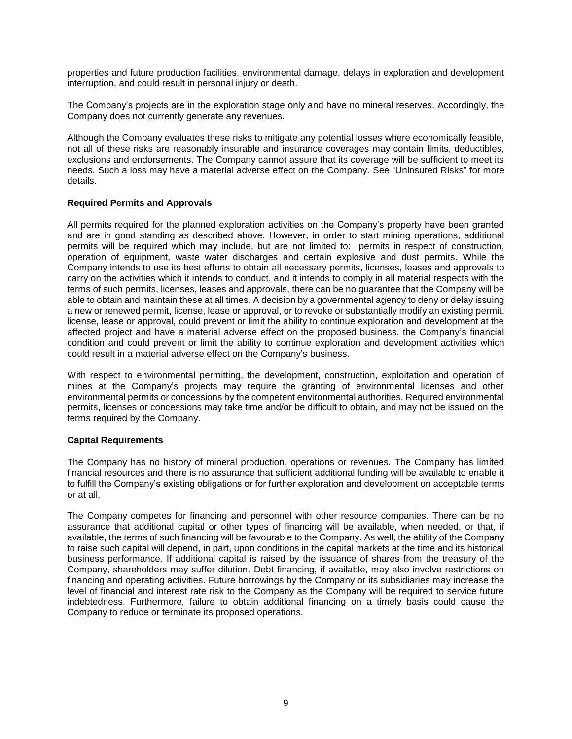properties and future production facilities, environmental damage, delays in exploration and development interruption, and could result in personal injury or death.

The Company's projects are in the exploration stage only and have no mineral reserves. Accordingly, the Company does not currently generate any revenues.

Although the Company evaluates these risks to mitigate any potential losses where economically feasible, not all of these risks are reasonably insurable and insurance coverages may contain limits, deductibles, exclusions and endorsements. The Company cannot assure that its coverage will be sufficient to meet its needs. Such a loss may have a material adverse effect on the Company. See "Uninsured Risks" for more details.

**Required Permits and Approvals**

All permits required for the planned exploration activities on the Company's property have been granted and are in good standing as described above. However, in order to start mining operations, additional permits will be required which may include, but are not limited to: permits in respect of construction, operation of equipment, waste water discharges and certain explosive and dust permits. While the Company intends to use its best efforts to obtain all necessary permits, licenses, leases and approvals to carry on the activities which it intends to conduct, and it intends to comply in all material respects with the terms of such permits, licenses, leases and approvals, there can be no guarantee that the Company will be able to obtain and maintain these at all times. A decision by a governmental agency to deny or delay issuing a new or renewed permit, license, lease or approval, or to revoke or substantially modify an existing permit, license, lease or approval, could prevent or limit the ability to continue exploration and development at the affected project and have a material adverse effect on the proposed business, the Company's financial condition and could prevent or limit the ability to continue exploration and development activities which could result in a material adverse effect on the Company's business.

With respect to environmental permitting, the development, construction, exploitation and operation of mines at the Company's projects may require the granting of environmental licenses and other environmental permits or concessions by the competent environmental authorities. Required environmental permits, licenses or concessions may take time and/or be difficult to obtain, and may not be issued on the terms required by the Company.

**Capital Requirements**

The Company has no history of mineral production, operations or revenues. The Company has limited financial resources and there is no assurance that sufficient additional funding will be available to enable it to fulfill the Company's existing obligations or for further exploration and development on acceptable terms or at all.

The Company competes for financing and personnel with other resource companies. There can be no assurance that additional capital or other types of financing will be available, when needed, or that, if available, the terms of such financing will be favourable to the Company. As well, the ability of the Company to raise such capital will depend, in part, upon conditions in the capital markets at the time and its historical business performance. If additional capital is raised by the issuance of shares from the treasury of the Company, shareholders may suffer dilution. Debt financing, if available, may also involve restrictions on financing and operating activities. Future borrowings by the Company or its subsidiaries may increase the level of financial and interest rate risk to the Company as the Company will be required to service future indebtedness. Furthermore, failure to obtain additional financing on a timely basis could cause the Company to reduce or terminate its proposed operations.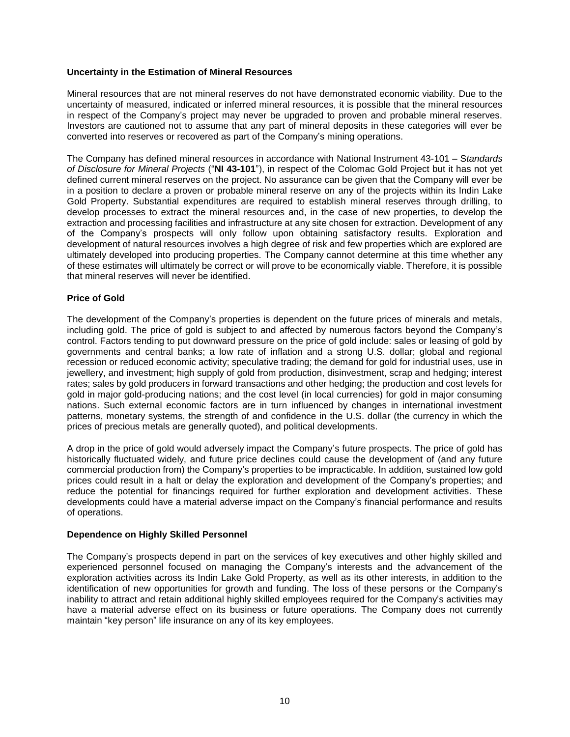**Uncertainty in the Estimation of Mineral Resources**

Mineral resources that are not mineral reserves do not have demonstrated economic viability. Due to the uncertainty of measured, indicated or inferred mineral resources, it is possible that the mineral resources in respect of the Company's project may never be upgraded to proven and probable mineral reserves. Investors are cautioned not to assume that any part of mineral deposits in these categories will ever be converted into reserves or recovered as part of the Company's mining operations.

The Company has defined mineral resources in accordance with National Instrument 43-101 – *Standards of Disclosure for Mineral Projects* ("**NI 43-101**"), in respect of the Colomac Gold Project but it has not yet defined current mineral reserves on the project. No assurance can be given that the Company will ever be in a position to declare a proven or probable mineral reserve on any of the projects within its Indin Lake Gold Property. Substantial expenditures are required to establish mineral reserves through drilling, to develop processes to extract the mineral resources and, in the case of new properties, to develop the extraction and processing facilities and infrastructure at any site chosen for extraction. Development of any of the Company's prospects will only follow upon obtaining satisfactory results. Exploration and development of natural resources involves a high degree of risk and few properties which are explored are ultimately developed into producing properties. The Company cannot determine at this time whether any of these estimates will ultimately be correct or will prove to be economically viable. Therefore, it is possible that mineral reserves will never be identified.

**Price of Gold**

The development of the Company's properties is dependent on the future prices of minerals and metals, including gold. The price of gold is subject to and affected by numerous factors beyond the Company's control. Factors tending to put downward pressure on the price of gold include: sales or leasing of gold by governments and central banks; a low rate of inflation and a strong U.S. dollar; global and regional recession or reduced economic activity; speculative trading; the demand for gold for industrial uses, use in jewellery, and investment; high supply of gold from production, disinvestment, scrap and hedging; interest rates; sales by gold producers in forward transactions and other hedging; the production and cost levels for gold in major gold-producing nations; and the cost level (in local currencies) for gold in major consuming nations. Such external economic factors are in turn influenced by changes in international investment patterns, monetary systems, the strength of and confidence in the U.S. dollar (the currency in which the prices of precious metals are generally quoted), and political developments.

A drop in the price of gold would adversely impact the Company's future prospects. The price of gold has historically fluctuated widely, and future price declines could cause the development of (and any future commercial production from) the Company's properties to be impracticable. In addition, sustained low gold prices could result in a halt or delay the exploration and development of the Company's properties; and reduce the potential for financings required for further exploration and development activities. These developments could have a material adverse impact on the Company's financial performance and results of operations.

**Dependence on Highly Skilled Personnel**

The Company's prospects depend in part on the services of key executives and other highly skilled and experienced personnel focused on managing the Company's interests and the advancement of the exploration activities across its Indin Lake Gold Property, as well as its other interests, in addition to the identification of new opportunities for growth and funding. The loss of these persons or the Company's inability to attract and retain additional highly skilled employees required for the Company's activities may have a material adverse effect on its business or future operations. The Company does not currently maintain "key person" life insurance on any of its key employees.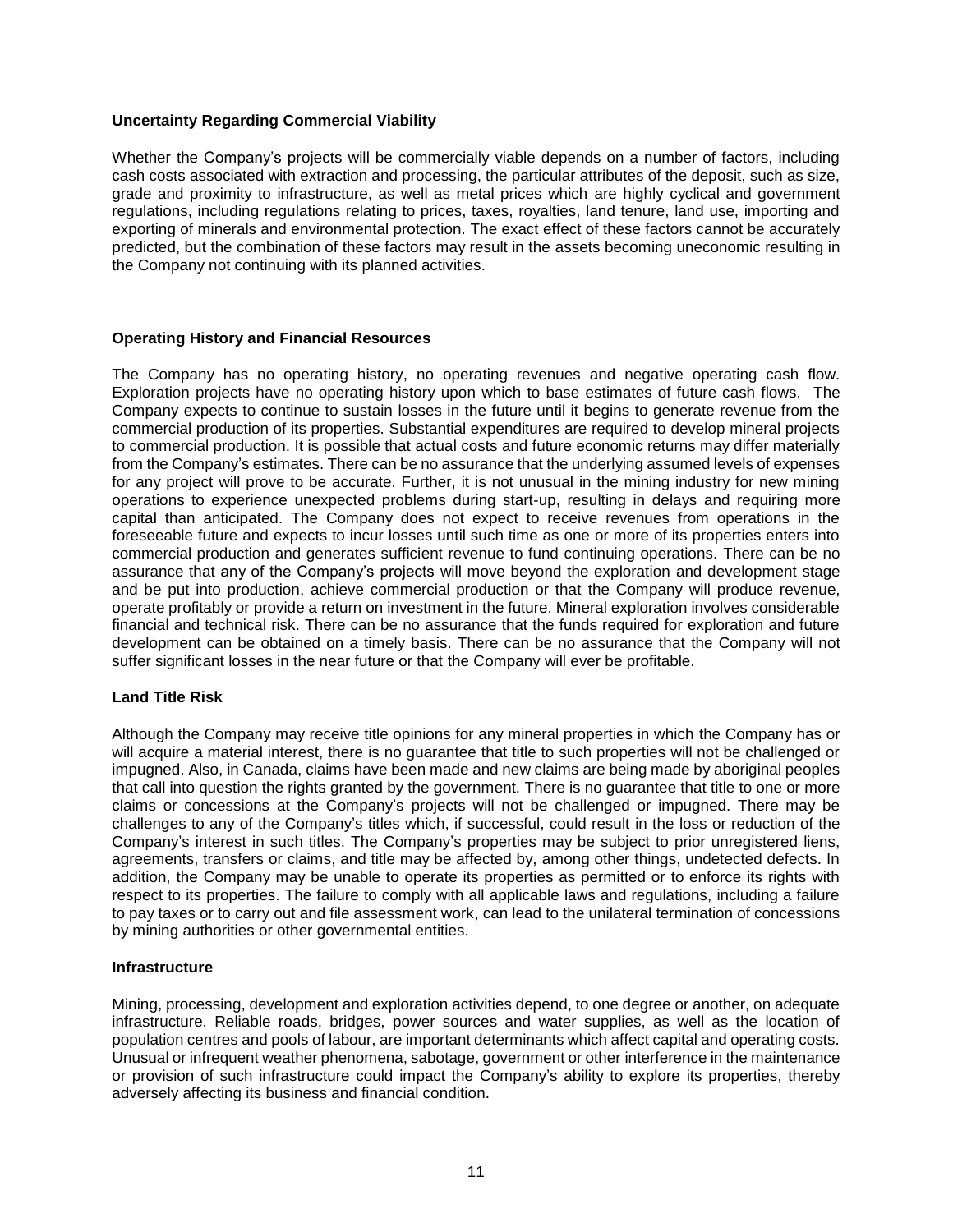**Uncertainty Regarding Commercial Viability**

Whether the Company's projects will be commercially viable depends on a number of factors, including cash costs associated with extraction and processing, the particular attributes of the deposit, such as size, grade and proximity to infrastructure, as well as metal prices which are highly cyclical and government regulations, including regulations relating to prices, taxes, royalties, land tenure, land use, importing and exporting of minerals and environmental protection. The exact effect of these factors cannot be accurately predicted, but the combination of these factors may result in the assets becoming uneconomic resulting in the Company not continuing with its planned activities.

**Operating History and Financial Resources**

The Company has no operating history, no operating revenues and negative operating cash flow. Exploration projects have no operating history upon which to base estimates of future cash flows. The Company expects to continue to sustain losses in the future until it begins to generate revenue from the commercial production of its properties. Substantial expenditures are required to develop mineral projects to commercial production. It is possible that actual costs and future economic returns may differ materially from the Company's estimates. There can be no assurance that the underlying assumed levels of expenses for any project will prove to be accurate. Further, it is not unusual in the mining industry for new mining operations to experience unexpected problems during start-up, resulting in delays and requiring more capital than anticipated. The Company does not expect to receive revenues from operations in the foreseeable future and expects to incur losses until such time as one or more of its properties enters into commercial production and generates sufficient revenue to fund continuing operations. There can be no assurance that any of the Company's projects will move beyond the exploration and development stage and be put into production, achieve commercial production or that the Company will produce revenue, operate profitably or provide a return on investment in the future. Mineral exploration involves considerable financial and technical risk. There can be no assurance that the funds required for exploration and future development can be obtained on a timely basis. There can be no assurance that the Company will not suffer significant losses in the near future or that the Company will ever be profitable.

**Land Title Risk**

Although the Company may receive title opinions for any mineral properties in which the Company has or will acquire a material interest, there is no guarantee that title to such properties will not be challenged or impugned. Also, in Canada, claims have been made and new claims are being made by aboriginal peoples that call into question the rights granted by the government. There is no guarantee that title to one or more claims or concessions at the Company's projects will not be challenged or impugned. There may be challenges to any of the Company's titles which, if successful, could result in the loss or reduction of the Company's interest in such titles. The Company's properties may be subject to prior unregistered liens, agreements, transfers or claims, and title may be affected by, among other things, undetected defects. In addition, the Company may be unable to operate its properties as permitted or to enforce its rights with respect to its properties. The failure to comply with all applicable laws and regulations, including a failure to pay taxes or to carry out and file assessment work, can lead to the unilateral termination of concessions by mining authorities or other governmental entities.

**Infrastructure**

Mining, processing, development and exploration activities depend, to one degree or another, on adequate infrastructure. Reliable roads, bridges, power sources and water supplies, as well as the location of population centres and pools of labour, are important determinants which affect capital and operating costs. Unusual or infrequent weather phenomena, sabotage, government or other interference in the maintenance or provision of such infrastructure could impact the Company's ability to explore its properties, thereby adversely affecting its business and financial condition.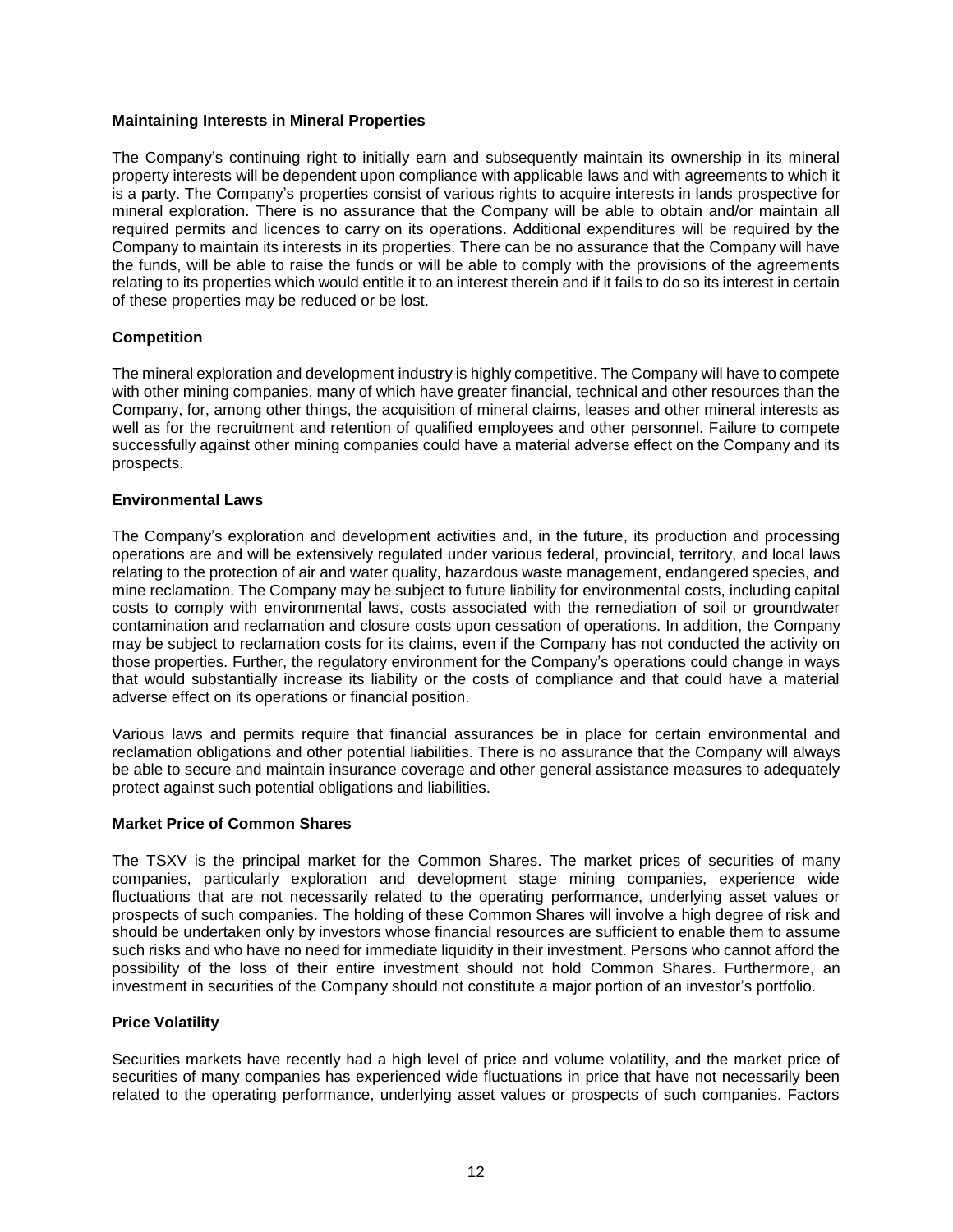**Maintaining Interests in Mineral Properties**

The Company's continuing right to initially earn and subsequently maintain its ownership in its mineral property interests will be dependent upon compliance with applicable laws and with agreements to which it is a party. The Company's properties consist of various rights to acquire interests in lands prospective for mineral exploration. There is no assurance that the Company will be able to obtain and/or maintain all required permits and licences to carry on its operations. Additional expenditures will be required by the Company to maintain its interests in its properties. There can be no assurance that the Company will have the funds, will be able to raise the funds or will be able to comply with the provisions of the agreements relating to its properties which would entitle it to an interest therein and if it fails to do so its interest in certain of these properties may be reduced or be lost.

**Competition**

The mineral exploration and development industry is highly competitive. The Company will have to compete with other mining companies, many of which have greater financial, technical and other resources than the Company, for, among other things, the acquisition of mineral claims, leases and other mineral interests as well as for the recruitment and retention of qualified employees and other personnel. Failure to compete successfully against other mining companies could have a material adverse effect on the Company and its prospects.

**Environmental Laws**

The Company's exploration and development activities and, in the future, its production and processing operations are and will be extensively regulated under various federal, provincial, territory, and local laws relating to the protection of air and water quality, hazardous waste management, endangered species, and mine reclamation. The Company may be subject to future liability for environmental costs, including capital costs to comply with environmental laws, costs associated with the remediation of soil or groundwater contamination and reclamation and closure costs upon cessation of operations. In addition, the Company may be subject to reclamation costs for its claims, even if the Company has not conducted the activity on those properties. Further, the regulatory environment for the Company's operations could change in ways that would substantially increase its liability or the costs of compliance and that could have a material adverse effect on its operations or financial position.

Various laws and permits require that financial assurances be in place for certain environmental and reclamation obligations and other potential liabilities. There is no assurance that the Company will always be able to secure and maintain insurance coverage and other general assistance measures to adequately protect against such potential obligations and liabilities.

**Market Price of Common Shares**

The TSXV is the principal market for the Common Shares. The market prices of securities of many companies, particularly exploration and development stage mining companies, experience wide fluctuations that are not necessarily related to the operating performance, underlying asset values or prospects of such companies. The holding of these Common Shares will involve a high degree of risk and should be undertaken only by investors whose financial resources are sufficient to enable them to assume such risks and who have no need for immediate liquidity in their investment. Persons who cannot afford the possibility of the loss of their entire investment should not hold Common Shares. Furthermore, an investment in securities of the Company should not constitute a major portion of an investor's portfolio.

**Price Volatility**

Securities markets have recently had a high level of price and volume volatility, and the market price of securities of many companies has experienced wide fluctuations in price that have not necessarily been related to the operating performance, underlying asset values or prospects of such companies. Factors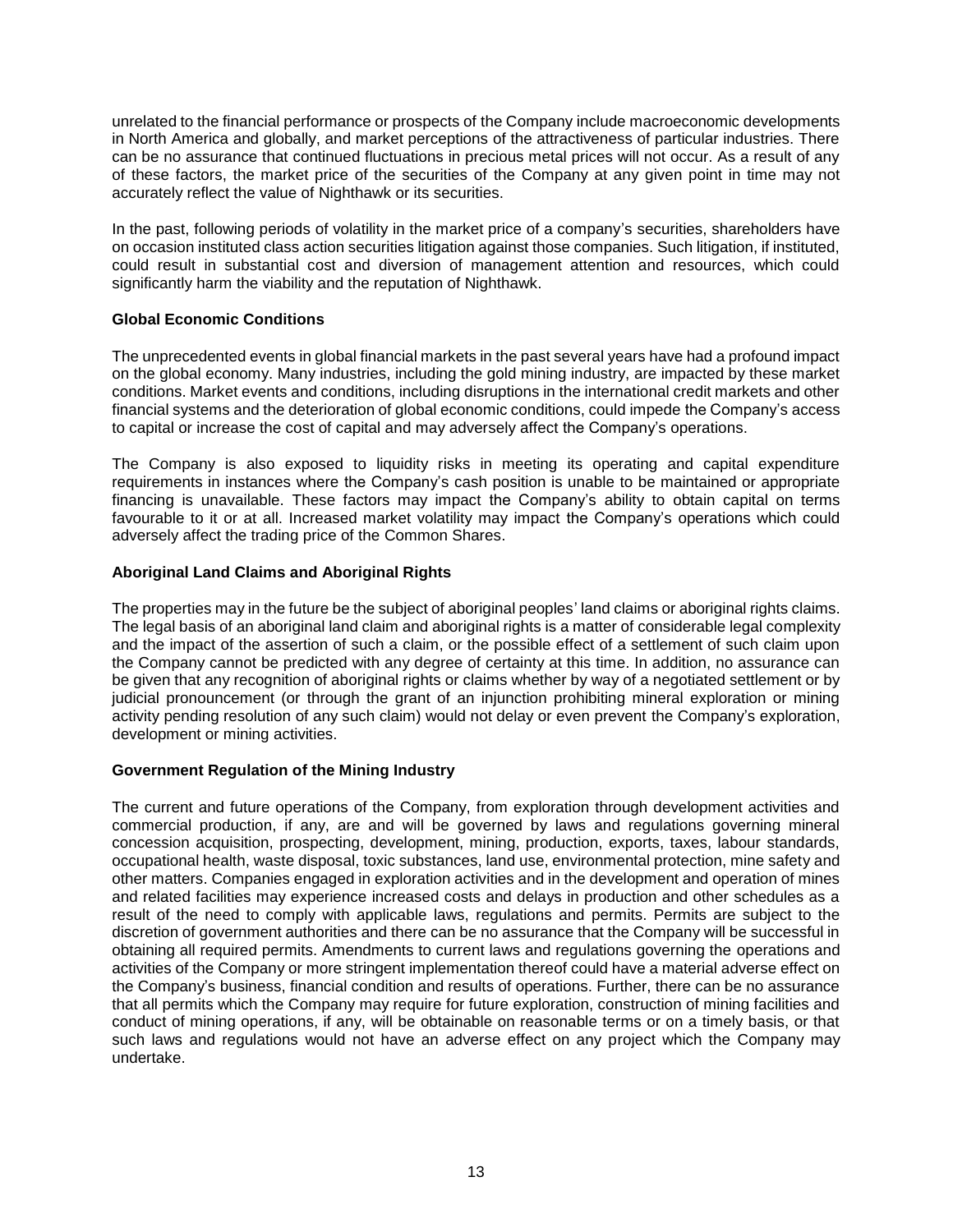unrelated to the financial performance or prospects of the Company include macroeconomic developments in North America and globally, and market perceptions of the attractiveness of particular industries. There can be no assurance that continued fluctuations in precious metal prices will not occur. As a result of any of these factors, the market price of the securities of the Company at any given point in time may not accurately reflect the value of Nighthawk or its securities.

In the past, following periods of volatility in the market price of a company's securities, shareholders have on occasion instituted class action securities litigation against those companies. Such litigation, if instituted, could result in substantial cost and diversion of management attention and resources, which could significantly harm the viability and the reputation of Nighthawk.

**Global Economic Conditions**

The unprecedented events in global financial markets in the past several years have had a profound impact on the global economy. Many industries, including the gold mining industry, are impacted by these market conditions. Market events and conditions, including disruptions in the international credit markets and other financial systems and the deterioration of global economic conditions, could impede the Company's access to capital or increase the cost of capital and may adversely affect the Company's operations.

The Company is also exposed to liquidity risks in meeting its operating and capital expenditure requirements in instances where the Company's cash position is unable to be maintained or appropriate financing is unavailable. These factors may impact the Company's ability to obtain capital on terms favourable to it or at all. Increased market volatility may impact the Company's operations which could adversely affect the trading price of the Common Shares.

**Aboriginal Land Claims and Aboriginal Rights**

The properties may in the future be the subject of aboriginal peoples' land claims or aboriginal rights claims. The legal basis of an aboriginal land claim and aboriginal rights is a matter of considerable legal complexity and the impact of the assertion of such a claim, or the possible effect of a settlement of such claim upon the Company cannot be predicted with any degree of certainty at this time. In addition, no assurance can be given that any recognition of aboriginal rights or claims whether by way of a negotiated settlement or by judicial pronouncement (or through the grant of an injunction prohibiting mineral exploration or mining activity pending resolution of any such claim) would not delay or even prevent the Company's exploration, development or mining activities.

**Government Regulation of the Mining Industry**

The current and future operations of the Company, from exploration through development activities and commercial production, if any, are and will be governed by laws and regulations governing mineral concession acquisition, prospecting, development, mining, production, exports, taxes, labour standards, occupational health, waste disposal, toxic substances, land use, environmental protection, mine safety and other matters. Companies engaged in exploration activities and in the development and operation of mines and related facilities may experience increased costs and delays in production and other schedules as a result of the need to comply with applicable laws, regulations and permits. Permits are subject to the discretion of government authorities and there can be no assurance that the Company will be successful in obtaining all required permits. Amendments to current laws and regulations governing the operations and activities of the Company or more stringent implementation thereof could have a material adverse effect on the Company's business, financial condition and results of operations. Further, there can be no assurance that all permits which the Company may require for future exploration, construction of mining facilities and conduct of mining operations, if any, will be obtainable on reasonable terms or on a timely basis, or that such laws and regulations would not have an adverse effect on any project which the Company may undertake.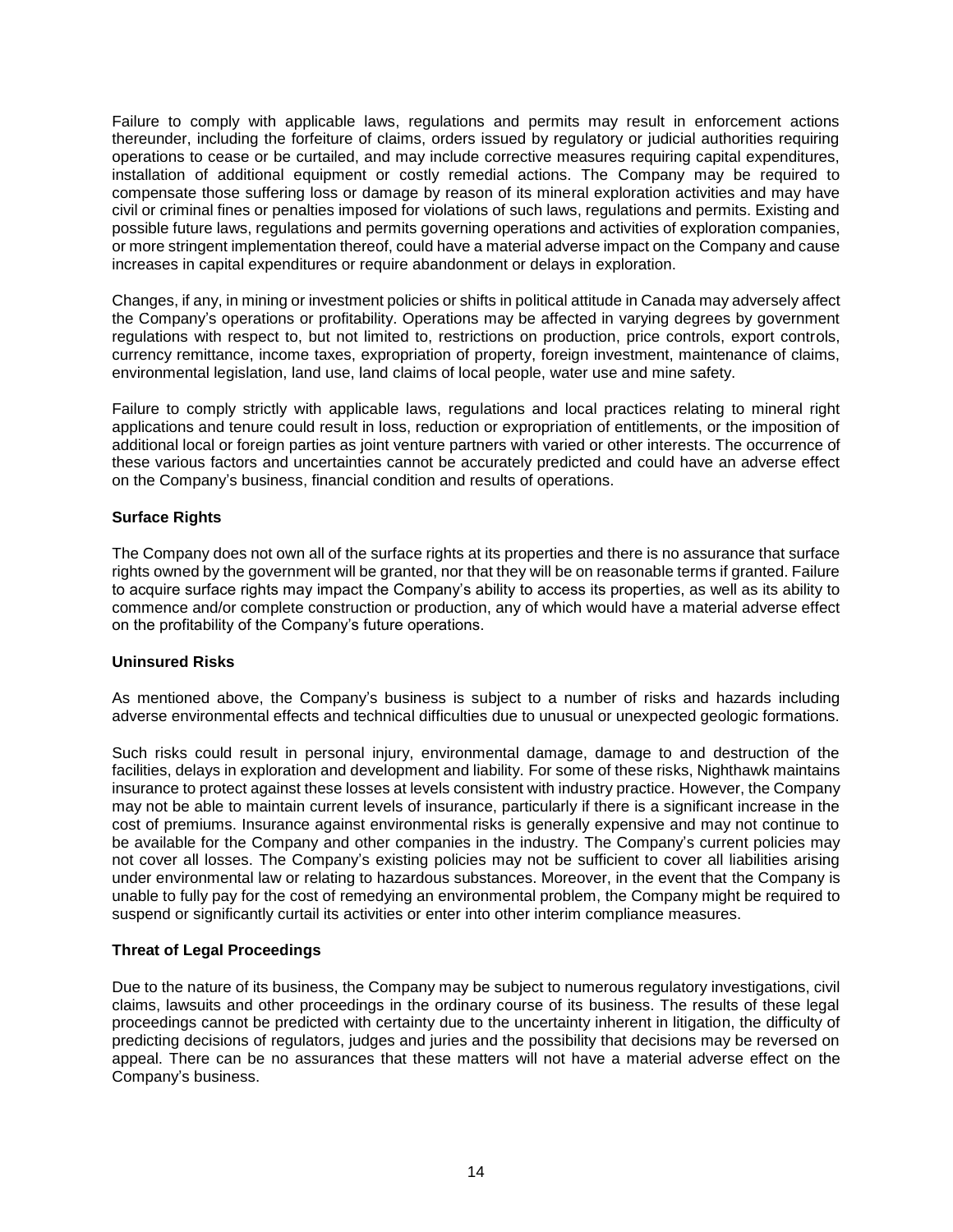Failure to comply with applicable laws, regulations and permits may result in enforcement actions thereunder, including the forfeiture of claims, orders issued by regulatory or judicial authorities requiring operations to cease or be curtailed, and may include corrective measures requiring capital expenditures, installation of additional equipment or costly remedial actions. The Company may be required to compensate those suffering loss or damage by reason of its mineral exploration activities and may have civil or criminal fines or penalties imposed for violations of such laws, regulations and permits. Existing and possible future laws, regulations and permits governing operations and activities of exploration companies, or more stringent implementation thereof, could have a material adverse impact on the Company and cause increases in capital expenditures or require abandonment or delays in exploration.

Changes, if any, in mining or investment policies or shifts in political attitude in Canada may adversely affect the Company's operations or profitability. Operations may be affected in varying degrees by government regulations with respect to, but not limited to, restrictions on production, price controls, export controls, currency remittance, income taxes, expropriation of property, foreign investment, maintenance of claims, environmental legislation, land use, land claims of local people, water use and mine safety.

Failure to comply strictly with applicable laws, regulations and local practices relating to mineral right applications and tenure could result in loss, reduction or expropriation of entitlements, or the imposition of additional local or foreign parties as joint venture partners with varied or other interests. The occurrence of these various factors and uncertainties cannot be accurately predicted and could have an adverse effect on the Company's business, financial condition and results of operations.

**Surface Rights**

The Company does not own all of the surface rights at its properties and there is no assurance that surface rights owned by the government will be granted, nor that they will be on reasonable terms if granted. Failure to acquire surface rights may impact the Company's ability to access its properties, as well as its ability to commence and/or complete construction or production, any of which would have a material adverse effect on the profitability of the Company's future operations.

**Uninsured Risks**

As mentioned above, the Company's business is subject to a number of risks and hazards including adverse environmental effects and technical difficulties due to unusual or unexpected geologic formations.

Such risks could result in personal injury, environmental damage, damage to and destruction of the facilities, delays in exploration and development and liability. For some of these risks, Nighthawk maintains insurance to protect against these losses at levels consistent with industry practice. However, the Company may not be able to maintain current levels of insurance, particularly if there is a significant increase in the cost of premiums. Insurance against environmental risks is generally expensive and may not continue to be available for the Company and other companies in the industry. The Company's current policies may not cover all losses. The Company's existing policies may not be sufficient to cover all liabilities arising under environmental law or relating to hazardous substances. Moreover, in the event that the Company is unable to fully pay for the cost of remedying an environmental problem, the Company might be required to suspend or significantly curtail its activities or enter into other interim compliance measures.

**Threat of Legal Proceedings**

Due to the nature of its business, the Company may be subject to numerous regulatory investigations, civil claims, lawsuits and other proceedings in the ordinary course of its business. The results of these legal proceedings cannot be predicted with certainty due to the uncertainty inherent in litigation, the difficulty of predicting decisions of regulators, judges and juries and the possibility that decisions may be reversed on appeal. There can be no assurances that these matters will not have a material adverse effect on the Company's business.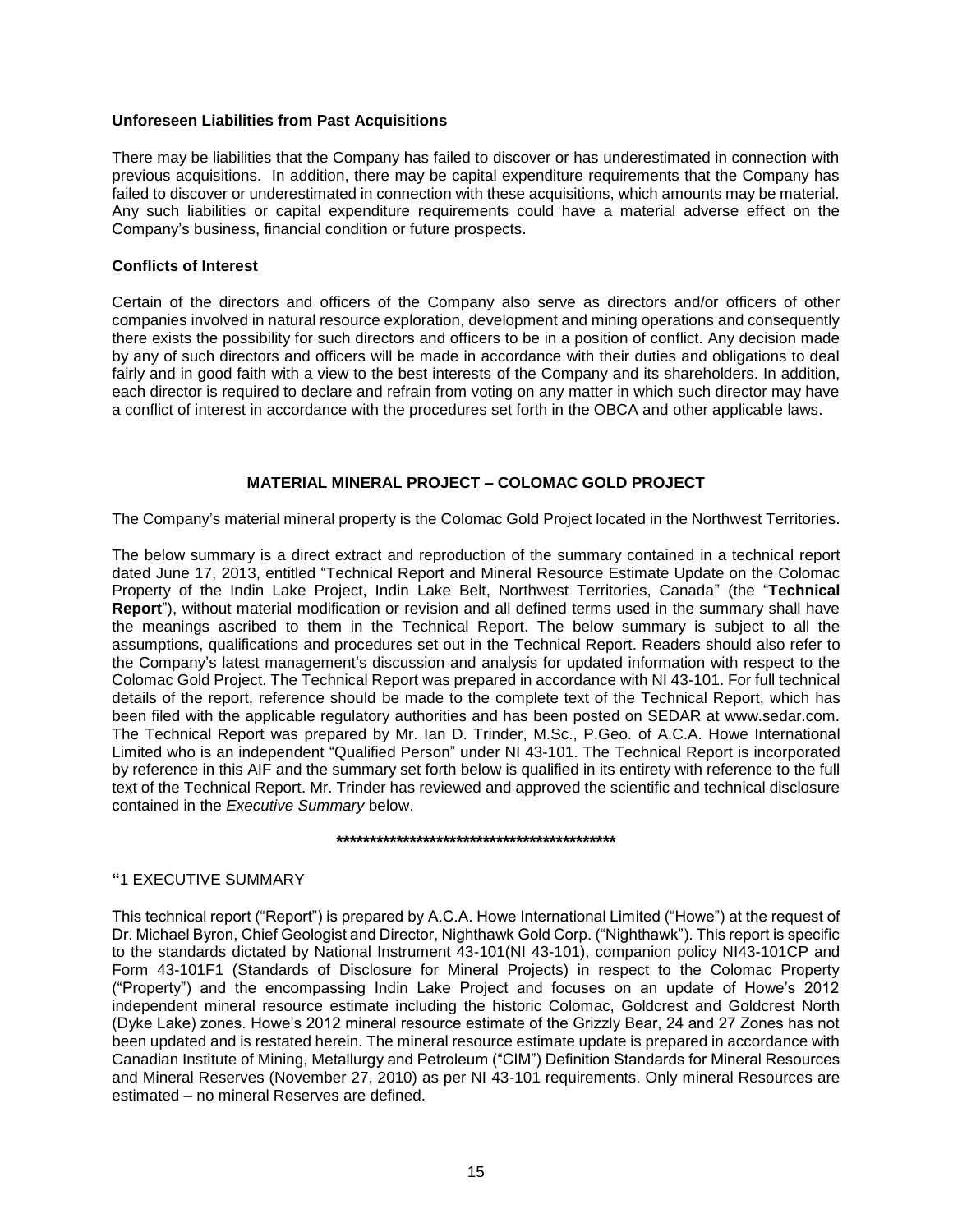**Unforeseen Liabilities from Past Acquisitions**

There may be liabilities that the Company has failed to discover or has underestimated in connection with previous acquisitions. In addition, there may be capital expenditure requirements that the Company has failed to discover or underestimated in connection with these acquisitions, which amounts may be material. Any such liabilities or capital expenditure requirements could have a material adverse effect on the Company's business, financial condition or future prospects.

**Conflicts of Interest**

Certain of the directors and officers of the Company also serve as directors and/or officers of other companies involved in natural resource exploration, development and mining operations and consequently there exists the possibility for such directors and officers to be in a position of conflict. Any decision made by any of such directors and officers will be made in accordance with their duties and obligations to deal fairly and in good faith with a view to the best interests of the Company and its shareholders. In addition, each director is required to declare and refrain from voting on any matter in which such director may have a conflict of interest in accordance with the procedures set forth in the OBCA and other applicable laws.

## MATERIAL MINERAL PROJECT – COLOMAC GOLD PROJECT

The Company's material mineral property is the Colomac Gold Project located in the Northwest Territories.

The below summary is a direct extract and reproduction of the summary contained in a technical report dated June 17, 2013, entitled "Technical Report and Mineral Resource Estimate Update on the Colomac Property of the Indin Lake Project, Indin Lake Belt, Northwest Territories, Canada" (the "**Technical Report**"), without material modification or revision and all defined terms used in the summary shall have the meanings ascribed to them in the Technical Report. The below summary is subject to all the assumptions, qualifications and procedures set out in the Technical Report. Readers should also refer to the Company's latest management's discussion and analysis for updated information with respect to the Colomac Gold Project. The Technical Report was prepared in accordance with NI 43-101. For full technical details of the report, reference should be made to the complete text of the Technical Report, which has been filed with the applicable regulatory authorities and has been posted on SEDAR at www.sedar.com. The Technical Report was prepared by Mr. Ian D. Trinder, M.Sc., P.Geo. of A.C.A. Howe International Limited who is an independent "Qualified Person" under NI 43-101. The Technical Report is incorporated by reference in this AIF and the summary set forth below is qualified in its entirety with reference to the full text of the Technical Report. Mr. Trinder has reviewed and approved the scientific and technical disclosure contained in the *Executive Summary* below.

**********************************************

**"**1 EXECUTIVE SUMMARY

This technical report ("Report") is prepared by A.C.A. Howe International Limited ("Howe") at the request of Dr. Michael Byron, Chief Geologist and Director, Nighthawk Gold Corp. ("Nighthawk"). This report is specific to the standards dictated by National Instrument 43-101(NI 43-101), companion policy NI43-101CP and Form 43-101F1 (Standards of Disclosure for Mineral Projects) in respect to the Colomac Property ("Property") and the encompassing Indin Lake Project and focuses on an update of Howe's 2012 independent mineral resource estimate including the historic Colomac, Goldcrest and Goldcrest North (Dyke Lake) zones. Howe's 2012 mineral resource estimate of the Grizzly Bear, 24 and 27 Zones has not been updated and is restated herein. The mineral resource estimate update is prepared in accordance with Canadian Institute of Mining, Metallurgy and Petroleum ("CIM") Definition Standards for Mineral Resources and Mineral Reserves (November 27, 2010) as per NI 43-101 requirements. Only mineral Resources are estimated – no mineral Reserves are defined.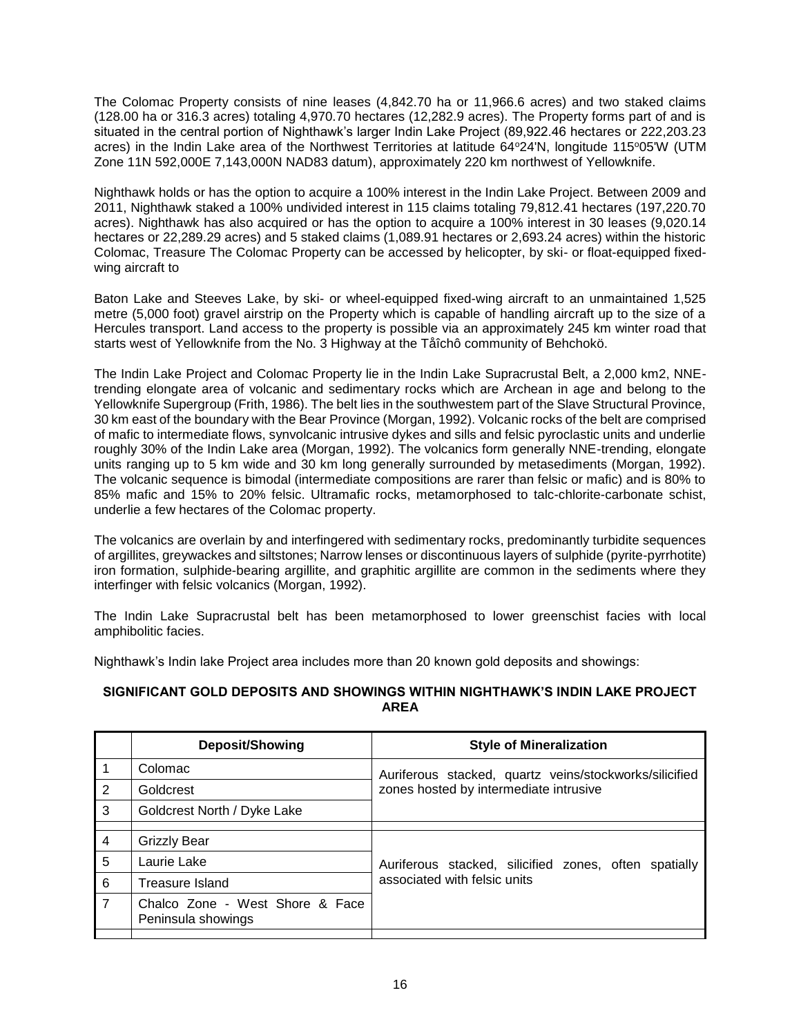The Colomac Property consists of nine leases (4,842.70 ha or 11,966.6 acres) and two staked claims (128.00 ha or 316.3 acres) totaling 4,970.70 hectares (12,282.9 acres). The Property forms part of and is situated in the central portion of Nighthawk's larger Indin Lake Project (89,922.46 hectares or 222,203.23 acres) in the Indin Lake area of the Northwest Territories at latitude 64°24'N, longitude 115°05'W (UTM Zone 11N 592,000E 7,143,000N NAD83 datum), approximately 220 km northwest of Yellowknife.

Nighthawk holds or has the option to acquire a 100% interest in the Indin Lake Project. Between 2009 and 2011, Nighthawk staked a 100% undivided interest in 115 claims totaling 79,812.41 hectares (197,220.70 acres). Nighthawk has also acquired or has the option to acquire a 100% interest in 30 leases (9,020.14 hectares or 22,289.29 acres) and 5 staked claims (1,089.91 hectares or 2,693.24 acres) within the historic Colomac, Treasure The Colomac Property can be accessed by helicopter, by ski- or float-equipped fixed-wing aircraft to

Baton Lake and Steeves Lake, by ski- or wheel-equipped fixed-wing aircraft to an unmaintained 1,525 metre (5,000 foot) gravel airstrip on the Property which is capable of handling aircraft up to the size of a Hercules transport. Land access to the property is possible via an approximately 245 km winter road that starts west of Yellowknife from the No. 3 Highway at the Tåîchô community of Behchokö.

The Indin Lake Project and Colomac Property lie in the Indin Lake Supracrustal Belt, a 2,000 km2, NNE-trending elongate area of volcanic and sedimentary rocks which are Archean in age and belong to the Yellowknife Supergroup (Frith, 1986). The belt lies in the southwestem part of the Slave Structural Province, 30 km east of the boundary with the Bear Province (Morgan, 1992). Volcanic rocks of the belt are comprised of mafic to intermediate flows, synvolcanic intrusive dykes and sills and felsic pyroclastic units and underlie roughly 30% of the Indin Lake area (Morgan, 1992). The volcanics form generally NNE-trending, elongate units ranging up to 5 km wide and 30 km long generally surrounded by metasediments (Morgan, 1992). The volcanic sequence is bimodal (intermediate compositions are rarer than felsic or mafic) and is 80% to 85% mafic and 15% to 20% felsic. Ultramafic rocks, metamorphosed to talc-chlorite-carbonate schist, underlie a few hectares of the Colomac property.

The volcanics are overlain by and interfingered with sedimentary rocks, predominantly turbidite sequences of argillites, greywackes and siltstones; Narrow lenses or discontinuous layers of sulphide (pyrite-pyrrhotite) iron formation, sulphide-bearing argillite, and graphitic argillite are common in the sediments where they interfinger with felsic volcanics (Morgan, 1992).

The Indin Lake Supracrustal belt has been metamorphosed to lower greenschist facies with local amphibolitic facies.

Nighthawk's Indin lake Project area includes more than 20 known gold deposits and showings:

**SIGNIFICANT GOLD DEPOSITS AND SHOWINGS WITHIN NIGHTHAWK'S INDIN LAKE PROJECT AREA**

| | Deposit/Showing | Style of Mineralization |
|---|---|---|
| 1 | Colomac | Auriferous stacked, quartz veins/stockworks/silicified zones hosted by intermediate intrusive |
| 2 | Goldcrest | |
| 3 | Goldcrest North / Dyke Lake | |
| | | |
| 4 | Grizzly Bear | Auriferous stacked, silicified zones, often spatially associated with felsic units |
| 5 | Laurie Lake | |
| 6 | Treasure Island | |
| 7 | Chalco Zone - West Shore & Face Peninsula showings | |
| | | |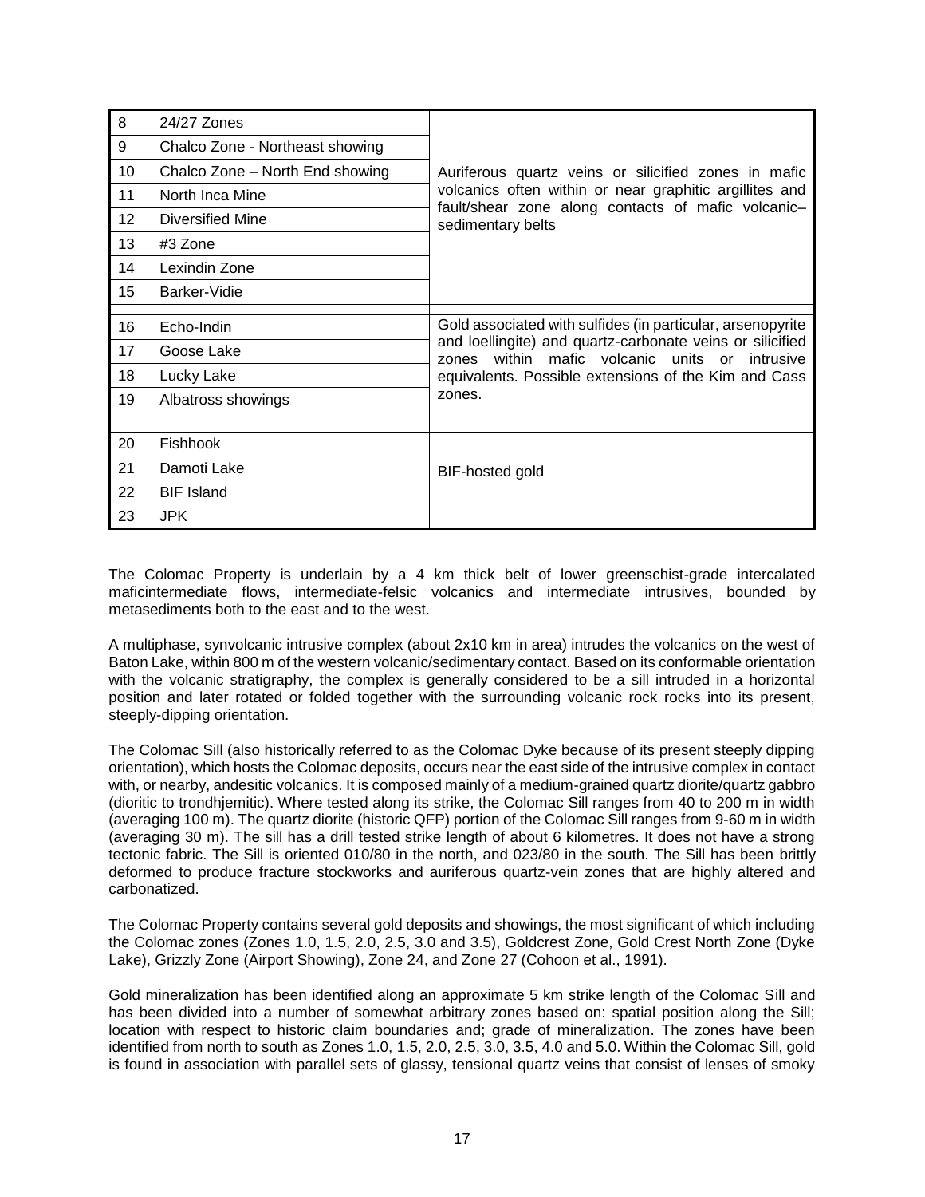| | | |
|---|---|---|
| 8 | 24/27 Zones | Auriferous quartz veins or silicified zones in mafic volcanics often within or near graphitic argillites and fault/shear zone along contacts of mafic volcanic–sedimentary belts |
| 9 | Chalco Zone - Northeast showing | |
| 10 | Chalco Zone – North End showing | |
| 11 | North Inca Mine | |
| 12 | Diversified Mine | |
| 13 | #3 Zone | |
| 14 | Lexindin Zone | |
| 15 | Barker-Vidie | |
| | | |
| 16 | Echo-Indin | Gold associated with sulfides (in particular, arsenopyrite and loellingite) and quartz-carbonate veins or silicified zones within mafic volcanic units or intrusive equivalents. Possible extensions of the Kim and Cass zones. |
| 17 | Goose Lake | |
| 18 | Lucky Lake | |
| 19 | Albatross showings | |
| | | |
| 20 | Fishhook | BIF-hosted gold |
| 21 | Damoti Lake | |
| 22 | BIF Island | |
| 23 | JPK | |

The Colomac Property is underlain by a 4 km thick belt of lower greenschist-grade intercalated maficintermediate flows, intermediate-felsic volcanics and intermediate intrusives, bounded by metasediments both to the east and to the west.

A multiphase, synvolcanic intrusive complex (about 2x10 km in area) intrudes the volcanics on the west of Baton Lake, within 800 m of the western volcanic/sedimentary contact. Based on its conformable orientation with the volcanic stratigraphy, the complex is generally considered to be a sill intruded in a horizontal position and later rotated or folded together with the surrounding volcanic rock rocks into its present, steeply-dipping orientation.

The Colomac Sill (also historically referred to as the Colomac Dyke because of its present steeply dipping orientation), which hosts the Colomac deposits, occurs near the east side of the intrusive complex in contact with, or nearby, andesitic volcanics. It is composed mainly of a medium-grained quartz diorite/quartz gabbro (dioritic to trondhjemitic). Where tested along its strike, the Colomac Sill ranges from 40 to 200 m in width (averaging 100 m). The quartz diorite (historic QFP) portion of the Colomac Sill ranges from 9-60 m in width (averaging 30 m). The sill has a drill tested strike length of about 6 kilometres. It does not have a strong tectonic fabric. The Sill is oriented 010/80 in the north, and 023/80 in the south. The Sill has been brittly deformed to produce fracture stockworks and auriferous quartz-vein zones that are highly altered and carbonatized.

The Colomac Property contains several gold deposits and showings, the most significant of which including the Colomac zones (Zones 1.0, 1.5, 2.0, 2.5, 3.0 and 3.5), Goldcrest Zone, Gold Crest North Zone (Dyke Lake), Grizzly Zone (Airport Showing), Zone 24, and Zone 27 (Cohoon et al., 1991).

Gold mineralization has been identified along an approximate 5 km strike length of the Colomac Sill and has been divided into a number of somewhat arbitrary zones based on: spatial position along the Sill; location with respect to historic claim boundaries and; grade of mineralization. The zones have been identified from north to south as Zones 1.0, 1.5, 2.0, 2.5, 3.0, 3.5, 4.0 and 5.0. Within the Colomac Sill, gold is found in association with parallel sets of glassy, tensional quartz veins that consist of lenses of smoky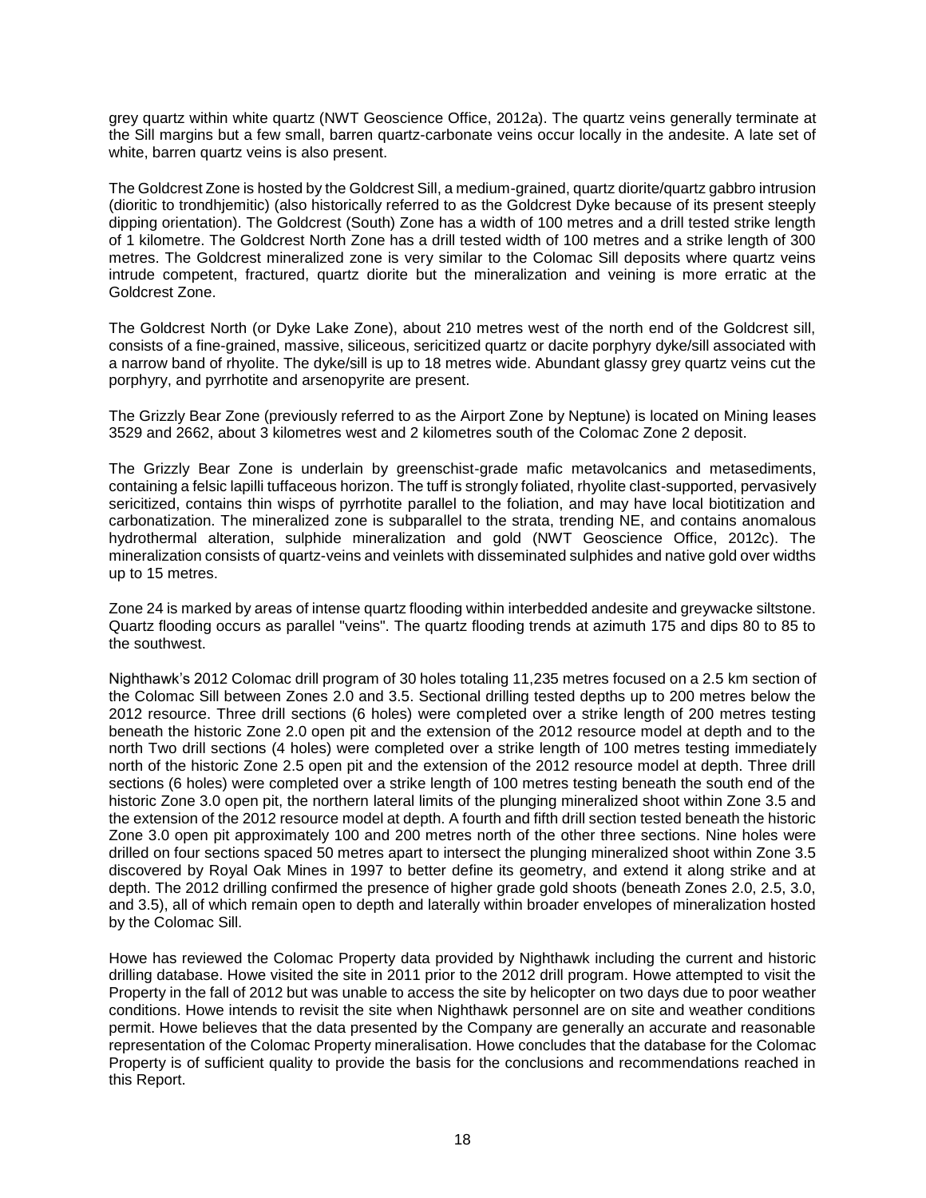grey quartz within white quartz (NWT Geoscience Office, 2012a). The quartz veins generally terminate at the Sill margins but a few small, barren quartz-carbonate veins occur locally in the andesite. A late set of white, barren quartz veins is also present.

The Goldcrest Zone is hosted by the Goldcrest Sill, a medium-grained, quartz diorite/quartz gabbro intrusion (dioritic to trondhjemitic) (also historically referred to as the Goldcrest Dyke because of its present steeply dipping orientation). The Goldcrest (South) Zone has a width of 100 metres and a drill tested strike length of 1 kilometre. The Goldcrest North Zone has a drill tested width of 100 metres and a strike length of 300 metres. The Goldcrest mineralized zone is very similar to the Colomac Sill deposits where quartz veins intrude competent, fractured, quartz diorite but the mineralization and veining is more erratic at the Goldcrest Zone.

The Goldcrest North (or Dyke Lake Zone), about 210 metres west of the north end of the Goldcrest sill, consists of a fine-grained, massive, siliceous, sericitized quartz or dacite porphyry dyke/sill associated with a narrow band of rhyolite. The dyke/sill is up to 18 metres wide. Abundant glassy grey quartz veins cut the porphyry, and pyrrhotite and arsenopyrite are present.

The Grizzly Bear Zone (previously referred to as the Airport Zone by Neptune) is located on Mining leases 3529 and 2662, about 3 kilometres west and 2 kilometres south of the Colomac Zone 2 deposit.

The Grizzly Bear Zone is underlain by greenschist-grade mafic metavolcanics and metasediments, containing a felsic lapilli tuffaceous horizon. The tuff is strongly foliated, rhyolite clast-supported, pervasively sericitized, contains thin wisps of pyrrhotite parallel to the foliation, and may have local biotitization and carbonatization. The mineralized zone is subparallel to the strata, trending NE, and contains anomalous hydrothermal alteration, sulphide mineralization and gold (NWT Geoscience Office, 2012c). The mineralization consists of quartz-veins and veinlets with disseminated sulphides and native gold over widths up to 15 metres.

Zone 24 is marked by areas of intense quartz flooding within interbedded andesite and greywacke siltstone. Quartz flooding occurs as parallel "veins". The quartz flooding trends at azimuth 175 and dips 80 to 85 to the southwest.

Nighthawk's 2012 Colomac drill program of 30 holes totaling 11,235 metres focused on a 2.5 km section of the Colomac Sill between Zones 2.0 and 3.5. Sectional drilling tested depths up to 200 metres below the 2012 resource. Three drill sections (6 holes) were completed over a strike length of 200 metres testing beneath the historic Zone 2.0 open pit and the extension of the 2012 resource model at depth and to the north Two drill sections (4 holes) were completed over a strike length of 100 metres testing immediately north of the historic Zone 2.5 open pit and the extension of the 2012 resource model at depth. Three drill sections (6 holes) were completed over a strike length of 100 metres testing beneath the south end of the historic Zone 3.0 open pit, the northern lateral limits of the plunging mineralized shoot within Zone 3.5 and the extension of the 2012 resource model at depth. A fourth and fifth drill section tested beneath the historic Zone 3.0 open pit approximately 100 and 200 metres north of the other three sections. Nine holes were drilled on four sections spaced 50 metres apart to intersect the plunging mineralized shoot within Zone 3.5 discovered by Royal Oak Mines in 1997 to better define its geometry, and extend it along strike and at depth. The 2012 drilling confirmed the presence of higher grade gold shoots (beneath Zones 2.0, 2.5, 3.0, and 3.5), all of which remain open to depth and laterally within broader envelopes of mineralization hosted by the Colomac Sill.

Howe has reviewed the Colomac Property data provided by Nighthawk including the current and historic drilling database. Howe visited the site in 2011 prior to the 2012 drill program. Howe attempted to visit the Property in the fall of 2012 but was unable to access the site by helicopter on two days due to poor weather conditions. Howe intends to revisit the site when Nighthawk personnel are on site and weather conditions permit. Howe believes that the data presented by the Company are generally an accurate and reasonable representation of the Colomac Property mineralisation. Howe concludes that the database for the Colomac Property is of sufficient quality to provide the basis for the conclusions and recommendations reached in this Report.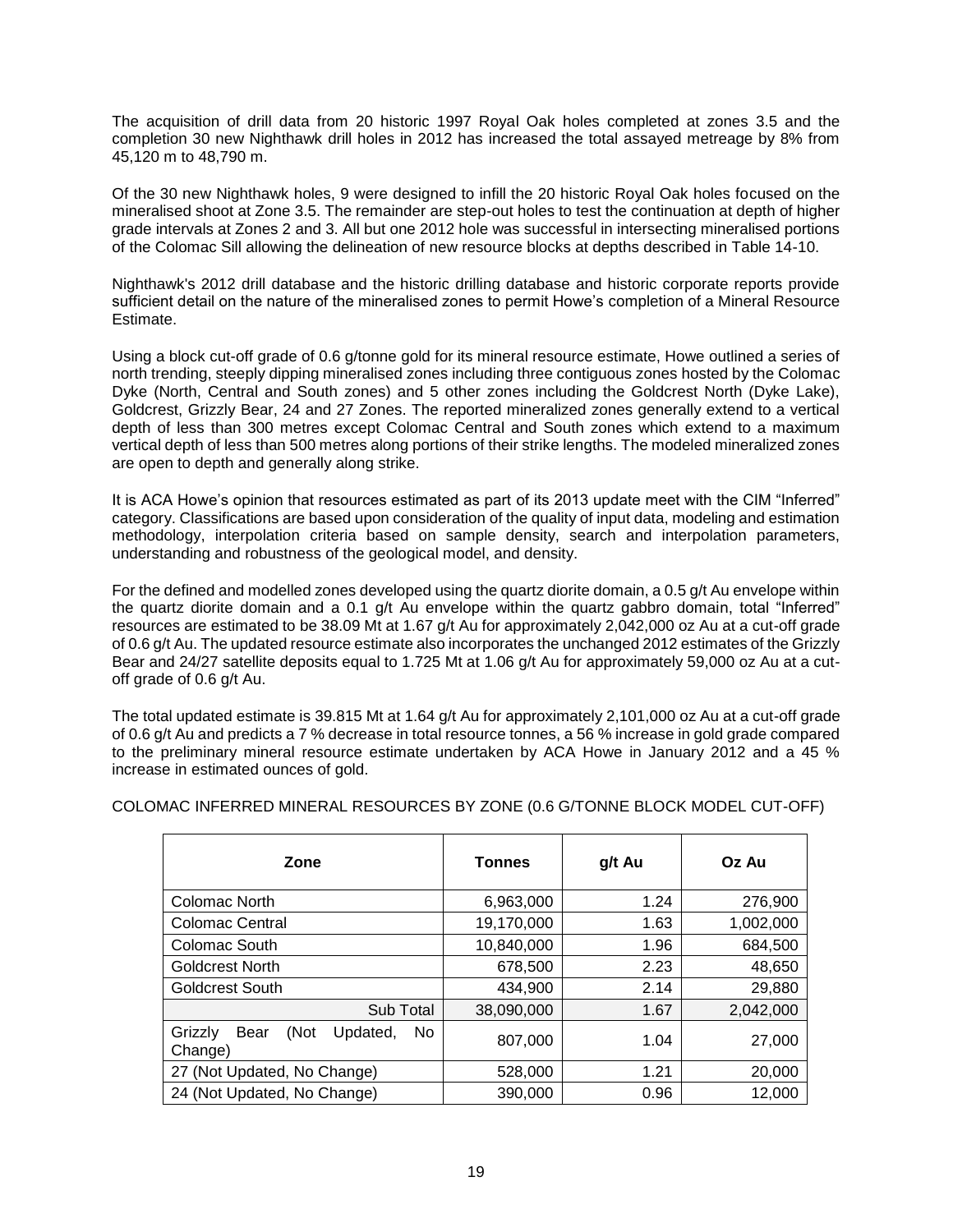The acquisition of drill data from 20 historic 1997 Royal Oak holes completed at zones 3.5 and the completion 30 new Nighthawk drill holes in 2012 has increased the total assayed metreage by 8% from 45,120 m to 48,790 m.

Of the 30 new Nighthawk holes, 9 were designed to infill the 20 historic Royal Oak holes focused on the mineralised shoot at Zone 3.5. The remainder are step-out holes to test the continuation at depth of higher grade intervals at Zones 2 and 3. All but one 2012 hole was successful in intersecting mineralised portions of the Colomac Sill allowing the delineation of new resource blocks at depths described in Table 14-10.

Nighthawk's 2012 drill database and the historic drilling database and historic corporate reports provide sufficient detail on the nature of the mineralised zones to permit Howe's completion of a Mineral Resource Estimate.

Using a block cut-off grade of 0.6 g/tonne gold for its mineral resource estimate, Howe outlined a series of north trending, steeply dipping mineralised zones including three contiguous zones hosted by the Colomac Dyke (North, Central and South zones) and 5 other zones including the Goldcrest North (Dyke Lake), Goldcrest, Grizzly Bear, 24 and 27 Zones. The reported mineralized zones generally extend to a vertical depth of less than 300 metres except Colomac Central and South zones which extend to a maximum vertical depth of less than 500 metres along portions of their strike lengths. The modeled mineralized zones are open to depth and generally along strike.

It is ACA Howe's opinion that resources estimated as part of its 2013 update meet with the CIM "Inferred" category. Classifications are based upon consideration of the quality of input data, modeling and estimation methodology, interpolation criteria based on sample density, search and interpolation parameters, understanding and robustness of the geological model, and density.

For the defined and modelled zones developed using the quartz diorite domain, a 0.5 g/t Au envelope within the quartz diorite domain and a 0.1 g/t Au envelope within the quartz gabbro domain, total "Inferred" resources are estimated to be 38.09 Mt at 1.67 g/t Au for approximately 2,042,000 oz Au at a cut-off grade of 0.6 g/t Au. The updated resource estimate also incorporates the unchanged 2012 estimates of the Grizzly Bear and 24/27 satellite deposits equal to 1.725 Mt at 1.06 g/t Au for approximately 59,000 oz Au at a cut-off grade of 0.6 g/t Au.

The total updated estimate is 39.815 Mt at 1.64 g/t Au for approximately 2,101,000 oz Au at a cut-off grade of 0.6 g/t Au and predicts a 7 % decrease in total resource tonnes, a 56 % increase in gold grade compared to the preliminary mineral resource estimate undertaken by ACA Howe in January 2012 and a 45 % increase in estimated ounces of gold.

COLOMAC INFERRED MINERAL RESOURCES BY ZONE (0.6 G/TONNE BLOCK MODEL CUT-OFF)

| Zone | Tonnes | g/t Au | Oz Au |
|---|---|---|---|
| Colomac North | 6,963,000 | 1.24 | 276,900 |
| Colomac Central | 19,170,000 | 1.63 | 1,002,000 |
| Colomac South | 10,840,000 | 1.96 | 684,500 |
| Goldcrest North | 678,500 | 2.23 | 48,650 |
| Goldcrest South | 434,900 | 2.14 | 29,880 |
| Sub Total | 38,090,000 | 1.67 | 2,042,000 |
| Grizzly Bear (Not Updated, No Change) | 807,000 | 1.04 | 27,000 |
| 27 (Not Updated, No Change) | 528,000 | 1.21 | 20,000 |
| 24 (Not Updated, No Change) | 390,000 | 0.96 | 12,000 |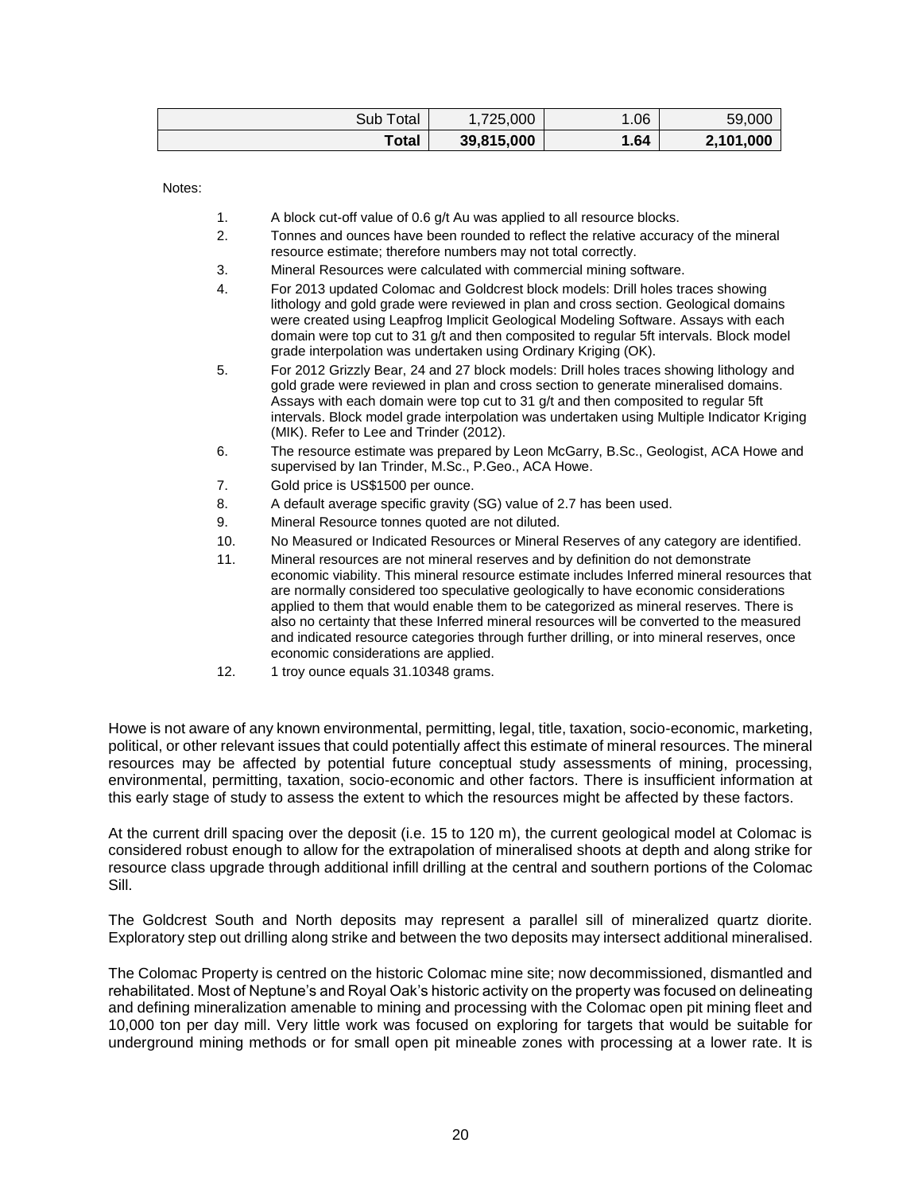| | | | |
|---|---|---|---|
| Sub Total | 1,725,000 | 1.06 | 59,000 |
| **Total** | **39,815,000** | **1.64** | **2,101,000** |

Notes:

1. A block cut-off value of 0.6 g/t Au was applied to all resource blocks.
2. Tonnes and ounces have been rounded to reflect the relative accuracy of the mineral resource estimate; therefore numbers may not total correctly.
3. Mineral Resources were calculated with commercial mining software.
4. For 2013 updated Colomac and Goldcrest block models: Drill holes traces showing lithology and gold grade were reviewed in plan and cross section. Geological domains were created using Leapfrog Implicit Geological Modeling Software. Assays with each domain were top cut to 31 g/t and then composited to regular 5ft intervals. Block model grade interpolation was undertaken using Ordinary Kriging (OK).
5. For 2012 Grizzly Bear, 24 and 27 block models: Drill holes traces showing lithology and gold grade were reviewed in plan and cross section to generate mineralised domains. Assays with each domain were top cut to 31 g/t and then composited to regular 5ft intervals. Block model grade interpolation was undertaken using Multiple Indicator Kriging (MIK). Refer to Lee and Trinder (2012).
6. The resource estimate was prepared by Leon McGarry, B.Sc., Geologist, ACA Howe and supervised by Ian Trinder, M.Sc., P.Geo., ACA Howe.
7. Gold price is US$1500 per ounce.
8. A default average specific gravity (SG) value of 2.7 has been used.
9. Mineral Resource tonnes quoted are not diluted.
10. No Measured or Indicated Resources or Mineral Reserves of any category are identified.
11. Mineral resources are not mineral reserves and by definition do not demonstrate economic viability. This mineral resource estimate includes Inferred mineral resources that are normally considered too speculative geologically to have economic considerations applied to them that would enable them to be categorized as mineral reserves. There is also no certainty that these Inferred mineral resources will be converted to the measured and indicated resource categories through further drilling, or into mineral reserves, once economic considerations are applied.
12. 1 troy ounce equals 31.10348 grams.

Howe is not aware of any known environmental, permitting, legal, title, taxation, socio-economic, marketing, political, or other relevant issues that could potentially affect this estimate of mineral resources. The mineral resources may be affected by potential future conceptual study assessments of mining, processing, environmental, permitting, taxation, socio-economic and other factors. There is insufficient information at this early stage of study to assess the extent to which the resources might be affected by these factors.

At the current drill spacing over the deposit (i.e. 15 to 120 m), the current geological model at Colomac is considered robust enough to allow for the extrapolation of mineralised shoots at depth and along strike for resource class upgrade through additional infill drilling at the central and southern portions of the Colomac Sill.

The Goldcrest South and North deposits may represent a parallel sill of mineralized quartz diorite. Exploratory step out drilling along strike and between the two deposits may intersect additional mineralised.

The Colomac Property is centred on the historic Colomac mine site; now decommissioned, dismantled and rehabilitated. Most of Neptune's and Royal Oak's historic activity on the property was focused on delineating and defining mineralization amenable to mining and processing with the Colomac open pit mining fleet and 10,000 ton per day mill. Very little work was focused on exploring for targets that would be suitable for underground mining methods or for small open pit mineable zones with processing at a lower rate. It is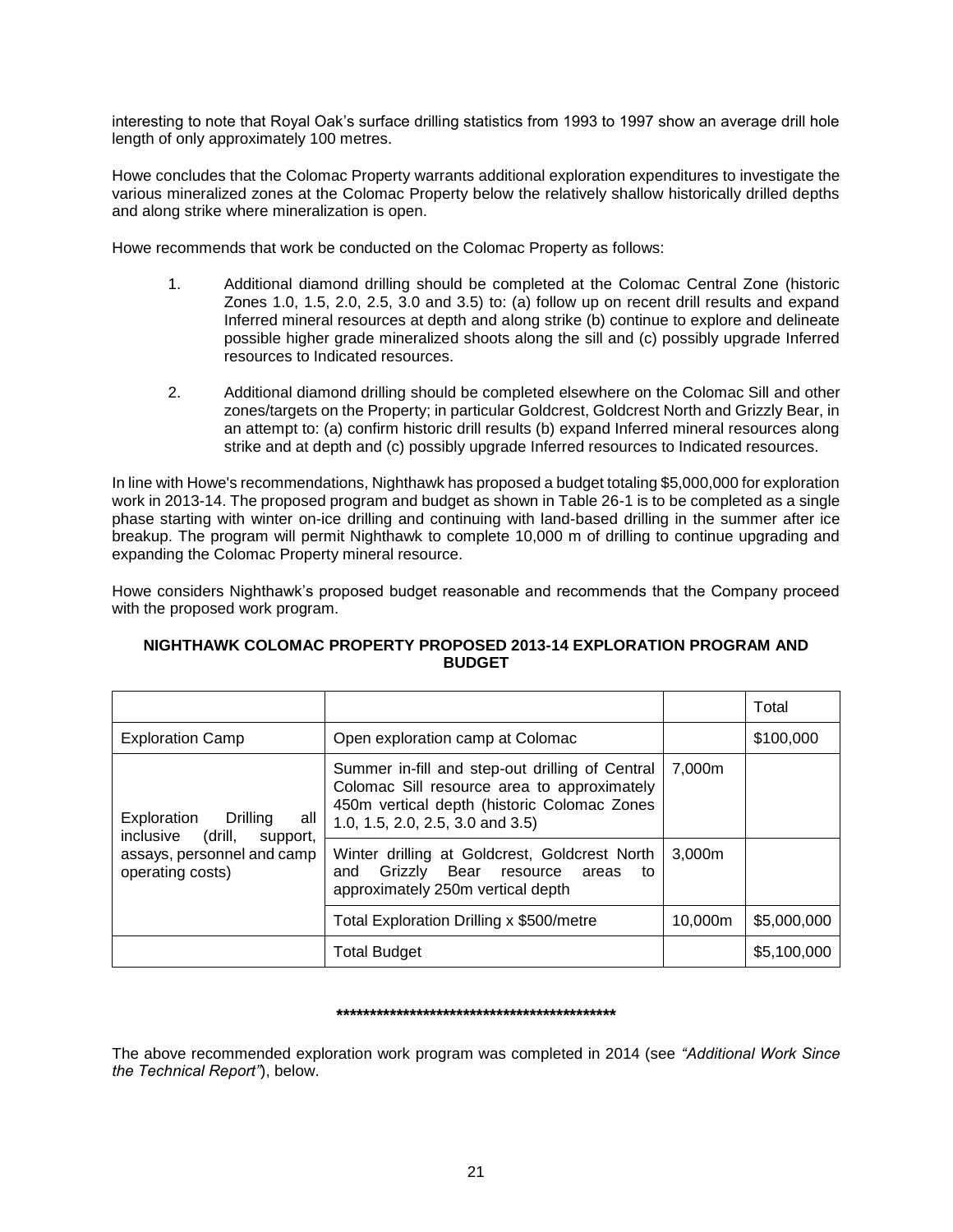interesting to note that Royal Oak's surface drilling statistics from 1993 to 1997 show an average drill hole length of only approximately 100 metres.

Howe concludes that the Colomac Property warrants additional exploration expenditures to investigate the various mineralized zones at the Colomac Property below the relatively shallow historically drilled depths and along strike where mineralization is open.

Howe recommends that work be conducted on the Colomac Property as follows:

1. Additional diamond drilling should be completed at the Colomac Central Zone (historic Zones 1.0, 1.5, 2.0, 2.5, 3.0 and 3.5) to: (a) follow up on recent drill results and expand Inferred mineral resources at depth and along strike (b) continue to explore and delineate possible higher grade mineralized shoots along the sill and (c) possibly upgrade Inferred resources to Indicated resources.

2. Additional diamond drilling should be completed elsewhere on the Colomac Sill and other zones/targets on the Property; in particular Goldcrest, Goldcrest North and Grizzly Bear, in an attempt to: (a) confirm historic drill results (b) expand Inferred mineral resources along strike and at depth and (c) possibly upgrade Inferred resources to Indicated resources.

In line with Howe's recommendations, Nighthawk has proposed a budget totaling $5,000,000 for exploration work in 2013-14. The proposed program and budget as shown in Table 26-1 is to be completed as a single phase starting with winter on-ice drilling and continuing with land-based drilling in the summer after ice breakup. The program will permit Nighthawk to complete 10,000 m of drilling to continue upgrading and expanding the Colomac Property mineral resource.

Howe considers Nighthawk's proposed budget reasonable and recommends that the Company proceed with the proposed work program.

**NIGHTHAWK COLOMAC PROPERTY PROPOSED 2013-14 EXPLORATION PROGRAM AND BUDGET**

| | | | Total |
|---|---|---|---|
| Exploration Camp | Open exploration camp at Colomac | | $100,000 |
| Exploration Drilling all inclusive (drill, support, assays, personnel and camp operating costs) | Summer in-fill and step-out drilling of Central Colomac Sill resource area to approximately 450m vertical depth (historic Colomac Zones 1.0, 1.5, 2.0, 2.5, 3.0 and 3.5) | 7,000m | |
| | Winter drilling at Goldcrest, Goldcrest North and Grizzly Bear resource areas to approximately 250m vertical depth | 3,000m | |
| | Total Exploration Drilling x $500/metre | 10,000m | $5,000,000 |
| | Total Budget | | $5,100,000 |

*******************************************

The above recommended exploration work program was completed in 2014 (see *"Additional Work Since the Technical Report"*), below.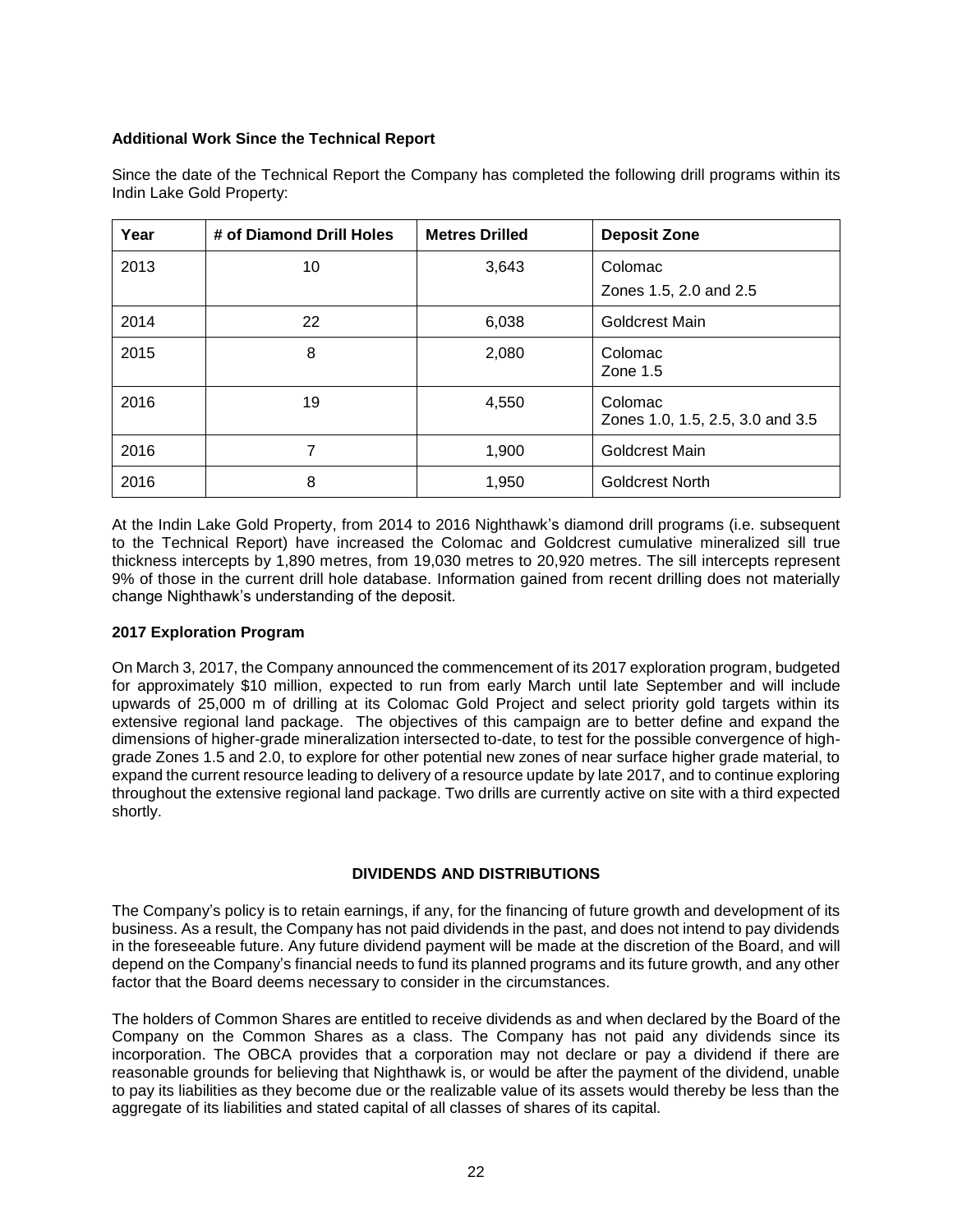### Additional Work Since the Technical Report

Since the date of the Technical Report the Company has completed the following drill programs within its Indin Lake Gold Property:

| Year | # of Diamond Drill Holes | Metres Drilled | Deposit Zone |
|---|---|---|---|
| 2013 | 10 | 3,643 | Colomac<br>Zones 1.5, 2.0 and 2.5 |
| 2014 | 22 | 6,038 | Goldcrest Main |
| 2015 | 8 | 2,080 | Colomac<br>Zone 1.5 |
| 2016 | 19 | 4,550 | Colomac<br>Zones 1.0, 1.5, 2.5, 3.0 and 3.5 |
| 2016 | 7 | 1,900 | Goldcrest Main |
| 2016 | 8 | 1,950 | Goldcrest North |

At the Indin Lake Gold Property, from 2014 to 2016 Nighthawk's diamond drill programs (i.e. subsequent to the Technical Report) have increased the Colomac and Goldcrest cumulative mineralized sill true thickness intercepts by 1,890 metres, from 19,030 metres to 20,920 metres. The sill intercepts represent 9% of those in the current drill hole database. Information gained from recent drilling does not materially change Nighthawk's understanding of the deposit.

### 2017 Exploration Program

On March 3, 2017, the Company announced the commencement of its 2017 exploration program, budgeted for approximately \$10 million, expected to run from early March until late September and will include upwards of 25,000 m of drilling at its Colomac Gold Project and select priority gold targets within its extensive regional land package. The objectives of this campaign are to better define and expand the dimensions of higher-grade mineralization intersected to-date, to test for the possible convergence of high-grade Zones 1.5 and 2.0, to explore for other potential new zones of near surface higher grade material, to expand the current resource leading to delivery of a resource update by late 2017, and to continue exploring throughout the extensive regional land package. Two drills are currently active on site with a third expected shortly.

## DIVIDENDS AND DISTRIBUTIONS

The Company's policy is to retain earnings, if any, for the financing of future growth and development of its business. As a result, the Company has not paid dividends in the past, and does not intend to pay dividends in the foreseeable future. Any future dividend payment will be made at the discretion of the Board, and will depend on the Company's financial needs to fund its planned programs and its future growth, and any other factor that the Board deems necessary to consider in the circumstances.

The holders of Common Shares are entitled to receive dividends as and when declared by the Board of the Company on the Common Shares as a class. The Company has not paid any dividends since its incorporation. The OBCA provides that a corporation may not declare or pay a dividend if there are reasonable grounds for believing that Nighthawk is, or would be after the payment of the dividend, unable to pay its liabilities as they become due or the realizable value of its assets would thereby be less than the aggregate of its liabilities and stated capital of all classes of shares of its capital.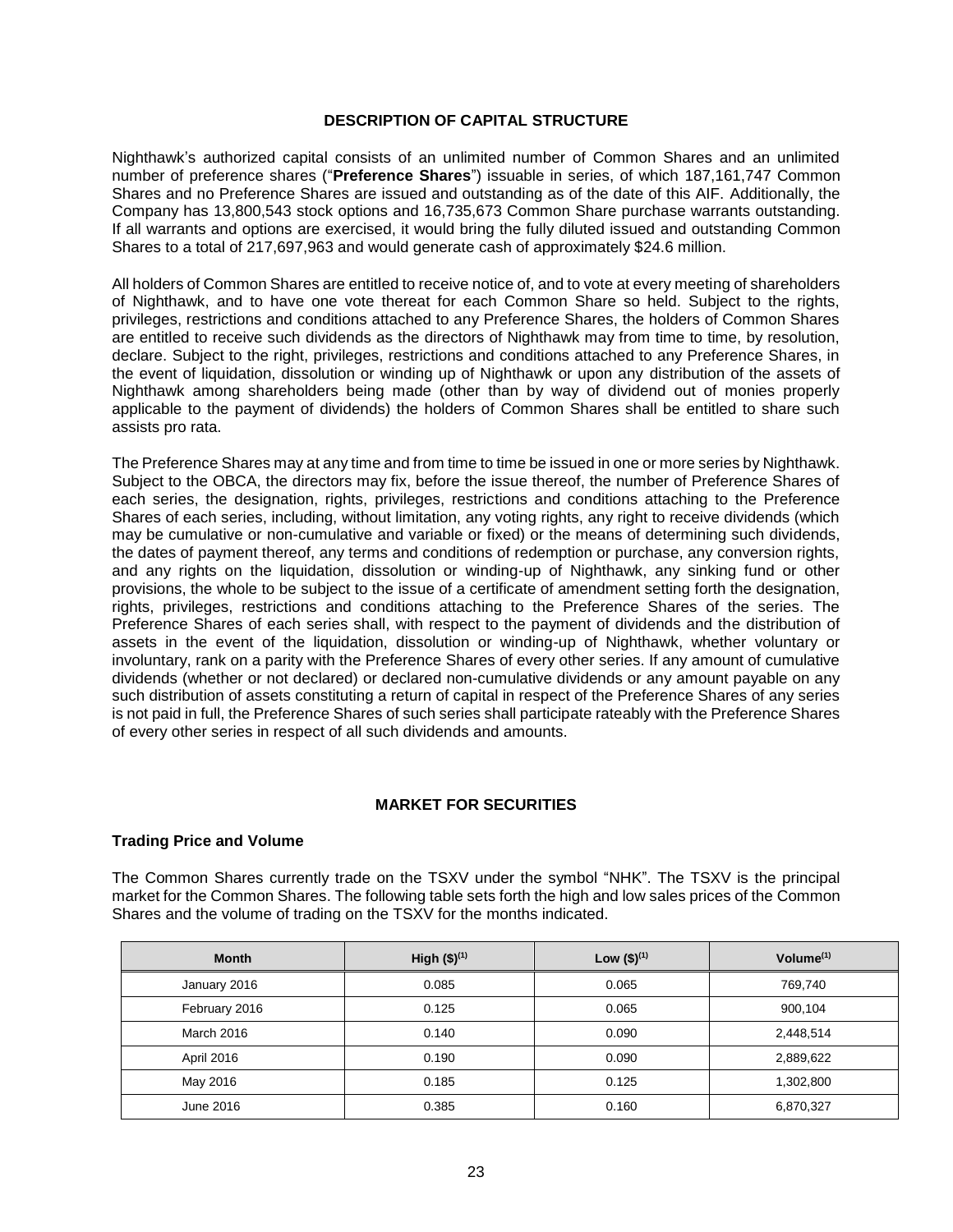## DESCRIPTION OF CAPITAL STRUCTURE

Nighthawk's authorized capital consists of an unlimited number of Common Shares and an unlimited number of preference shares ("**Preference Shares**") issuable in series, of which 187,161,747 Common Shares and no Preference Shares are issued and outstanding as of the date of this AIF. Additionally, the Company has 13,800,543 stock options and 16,735,673 Common Share purchase warrants outstanding. If all warrants and options are exercised, it would bring the fully diluted issued and outstanding Common Shares to a total of 217,697,963 and would generate cash of approximately $24.6 million.

All holders of Common Shares are entitled to receive notice of, and to vote at every meeting of shareholders of Nighthawk, and to have one vote thereat for each Common Share so held. Subject to the rights, privileges, restrictions and conditions attached to any Preference Shares, the holders of Common Shares are entitled to receive such dividends as the directors of Nighthawk may from time to time, by resolution, declare. Subject to the right, privileges, restrictions and conditions attached to any Preference Shares, in the event of liquidation, dissolution or winding up of Nighthawk or upon any distribution of the assets of Nighthawk among shareholders being made (other than by way of dividend out of monies properly applicable to the payment of dividends) the holders of Common Shares shall be entitled to share such assists pro rata.

The Preference Shares may at any time and from time to time be issued in one or more series by Nighthawk. Subject to the OBCA, the directors may fix, before the issue thereof, the number of Preference Shares of each series, the designation, rights, privileges, restrictions and conditions attaching to the Preference Shares of each series, including, without limitation, any voting rights, any right to receive dividends (which may be cumulative or non-cumulative and variable or fixed) or the means of determining such dividends, the dates of payment thereof, any terms and conditions of redemption or purchase, any conversion rights, and any rights on the liquidation, dissolution or winding-up of Nighthawk, any sinking fund or other provisions, the whole to be subject to the issue of a certificate of amendment setting forth the designation, rights, privileges, restrictions and conditions attaching to the Preference Shares of the series. The Preference Shares of each series shall, with respect to the payment of dividends and the distribution of assets in the event of the liquidation, dissolution or winding-up of Nighthawk, whether voluntary or involuntary, rank on a parity with the Preference Shares of every other series. If any amount of cumulative dividends (whether or not declared) or declared non-cumulative dividends or any amount payable on any such distribution of assets constituting a return of capital in respect of the Preference Shares of any series is not paid in full, the Preference Shares of such series shall participate rateably with the Preference Shares of every other series in respect of all such dividends and amounts.

## MARKET FOR SECURITIES

### Trading Price and Volume

The Common Shares currently trade on the TSXV under the symbol "NHK". The TSXV is the principal market for the Common Shares. The following table sets forth the high and low sales prices of the Common Shares and the volume of trading on the TSXV for the months indicated.

| Month | High ($)[(1)] | Low ($)[(1)] | Volume[(1)] |
|---|---|---|---|
| January 2016 | 0.085 | 0.065 | 769,740 |
| February 2016 | 0.125 | 0.065 | 900,104 |
| March 2016 | 0.140 | 0.090 | 2,448,514 |
| April 2016 | 0.190 | 0.090 | 2,889,622 |
| May 2016 | 0.185 | 0.125 | 1,302,800 |
| June 2016 | 0.385 | 0.160 | 6,870,327 |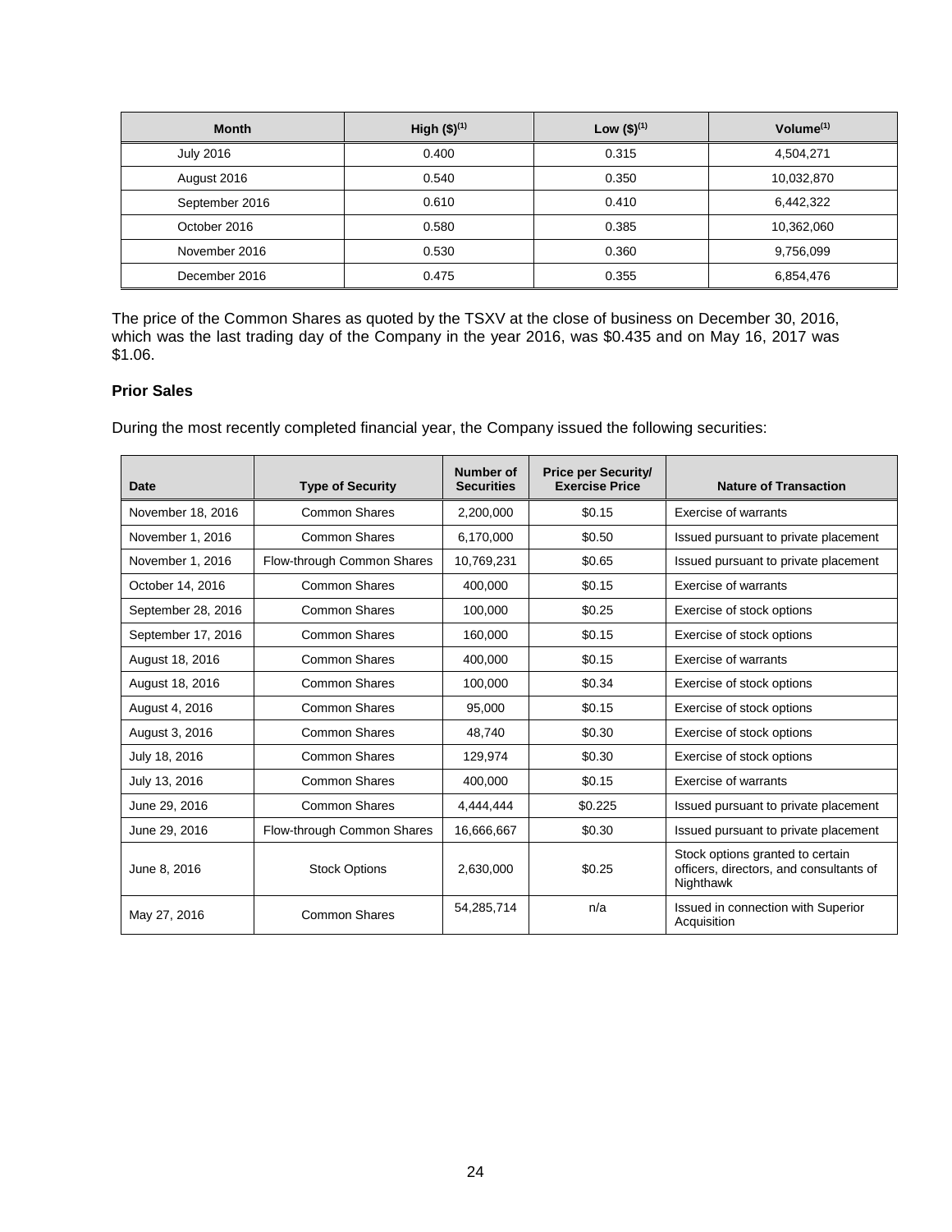| Month | High ($)(1) | Low ($)(1) | Volume(1) |
|---|---|---|---|
| July 2016 | 0.400 | 0.315 | 4,504,271 |
| August 2016 | 0.540 | 0.350 | 10,032,870 |
| September 2016 | 0.610 | 0.410 | 6,442,322 |
| October 2016 | 0.580 | 0.385 | 10,362,060 |
| November 2016 | 0.530 | 0.360 | 9,756,099 |
| December 2016 | 0.475 | 0.355 | 6,854,476 |

The price of the Common Shares as quoted by the TSXV at the close of business on December 30, 2016, which was the last trading day of the Company in the year 2016, was $0.435 and on May 16, 2017 was $1.06.

**Prior Sales**

During the most recently completed financial year, the Company issued the following securities:

| Date | Type of Security | Number of Securities | Price per Security/ Exercise Price | Nature of Transaction |
|---|---|---|---|---|
| November 18, 2016 | Common Shares | 2,200,000 | $0.15 | Exercise of warrants |
| November 1, 2016 | Common Shares | 6,170,000 | $0.50 | Issued pursuant to private placement |
| November 1, 2016 | Flow-through Common Shares | 10,769,231 | $0.65 | Issued pursuant to private placement |
| October 14, 2016 | Common Shares | 400,000 | $0.15 | Exercise of warrants |
| September 28, 2016 | Common Shares | 100,000 | $0.25 | Exercise of stock options |
| September 17, 2016 | Common Shares | 160,000 | $0.15 | Exercise of stock options |
| August 18, 2016 | Common Shares | 400,000 | $0.15 | Exercise of warrants |
| August 18, 2016 | Common Shares | 100,000 | $0.34 | Exercise of stock options |
| August 4, 2016 | Common Shares | 95,000 | $0.15 | Exercise of stock options |
| August 3, 2016 | Common Shares | 48,740 | $0.30 | Exercise of stock options |
| July 18, 2016 | Common Shares | 129,974 | $0.30 | Exercise of stock options |
| July 13, 2016 | Common Shares | 400,000 | $0.15 | Exercise of warrants |
| June 29, 2016 | Common Shares | 4,444,444 | $0.225 | Issued pursuant to private placement |
| June 29, 2016 | Flow-through Common Shares | 16,666,667 | $0.30 | Issued pursuant to private placement |
| June 8, 2016 | Stock Options | 2,630,000 | $0.25 | Stock options granted to certain officers, directors, and consultants of Nighthawk |
| May 27, 2016 | Common Shares | 54,285,714 | n/a | Issued in connection with Superior Acquisition |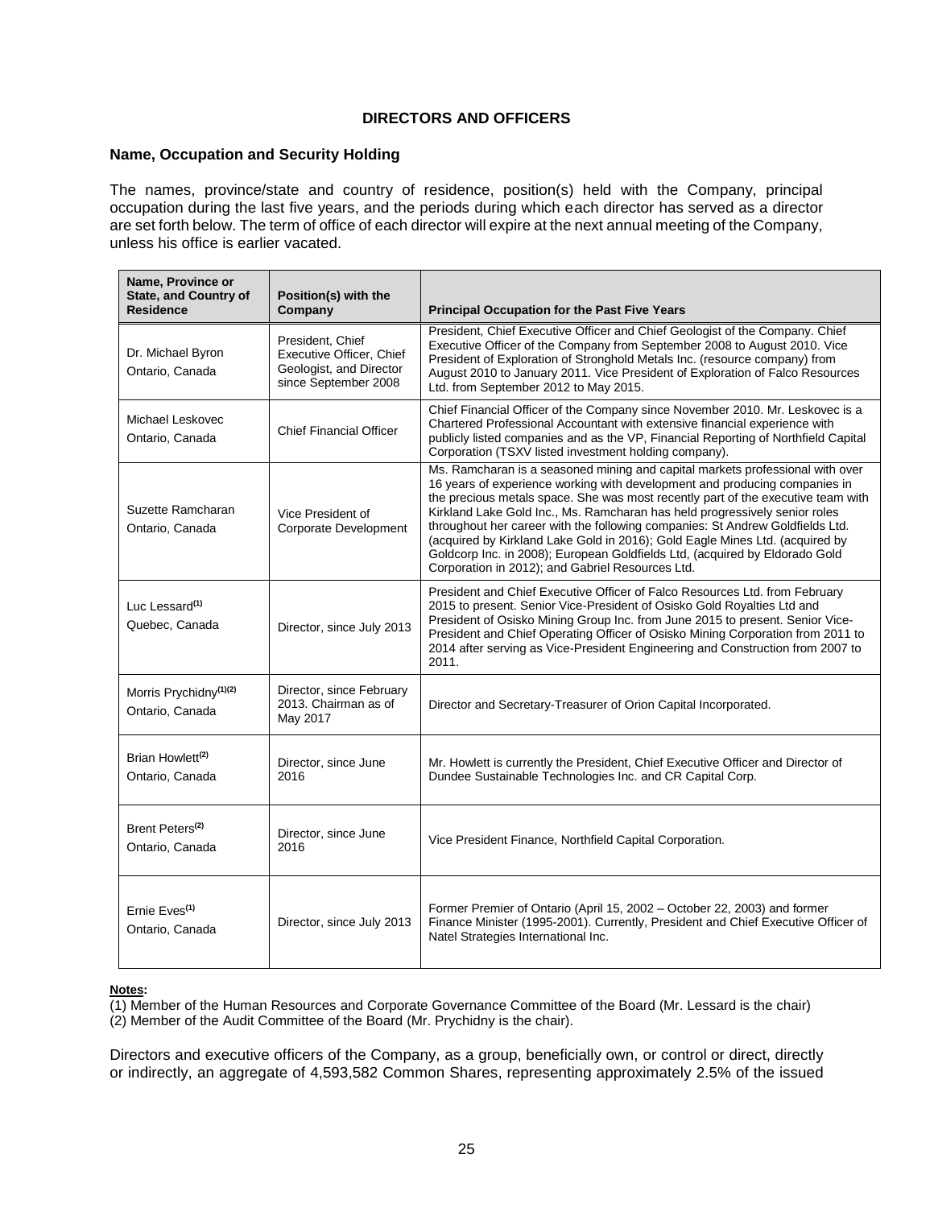## DIRECTORS AND OFFICERS

### Name, Occupation and Security Holding

The names, province/state and country of residence, position(s) held with the Company, principal occupation during the last five years, and the periods during which each director has served as a director are set forth below. The term of office of each director will expire at the next annual meeting of the Company, unless his office is earlier vacated.

| Name, Province or State, and Country of Residence | Position(s) with the Company | Principal Occupation for the Past Five Years |
|---|---|---|
| Dr. Michael Byron<br>Ontario, Canada | President, Chief Executive Officer, Chief Geologist, and Director since September 2008 | President, Chief Executive Officer and Chief Geologist of the Company. Chief Executive Officer of the Company from September 2008 to August 2010. Vice President of Exploration of Stronghold Metals Inc. (resource company) from August 2010 to January 2011. Vice President of Exploration of Falco Resources Ltd. from September 2012 to May 2015. |
| Michael Leskovec<br>Ontario, Canada | Chief Financial Officer | Chief Financial Officer of the Company since November 2010. Mr. Leskovec is a Chartered Professional Accountant with extensive financial experience with publicly listed companies and as the VP, Financial Reporting of Northfield Capital Corporation (TSXV listed investment holding company). |
| Suzette Ramcharan<br>Ontario, Canada | Vice President of Corporate Development | Ms. Ramcharan is a seasoned mining and capital markets professional with over 16 years of experience working with development and producing companies in the precious metals space. She was most recently part of the executive team with Kirkland Lake Gold Inc., Ms. Ramcharan has held progressively senior roles throughout her career with the following companies: St Andrew Goldfields Ltd. (acquired by Kirkland Lake Gold in 2016); Gold Eagle Mines Ltd. (acquired by Goldcorp Inc. in 2008); European Goldfields Ltd, (acquired by Eldorado Gold Corporation in 2012); and Gabriel Resources Ltd. |
| Luc Lessard[1]<br>Quebec, Canada | Director, since July 2013 | President and Chief Executive Officer of Falco Resources Ltd. from February 2015 to present. Senior Vice-President of Osisko Gold Royalties Ltd and President of Osisko Mining Group Inc. from June 2015 to present. Senior Vice-President and Chief Operating Officer of Osisko Mining Corporation from 2011 to 2014 after serving as Vice-President Engineering and Construction from 2007 to 2011. |
| Morris Prychidny[1][2]<br>Ontario, Canada | Director, since February 2013. Chairman as of May 2017 | Director and Secretary-Treasurer of Orion Capital Incorporated. |
| Brian Howlett[2]<br>Ontario, Canada | Director, since June 2016 | Mr. Howlett is currently the President, Chief Executive Officer and Director of Dundee Sustainable Technologies Inc. and CR Capital Corp. |
| Brent Peters[2]<br>Ontario, Canada | Director, since June 2016 | Vice President Finance, Northfield Capital Corporation. |
| Ernie Eves[1]<br>Ontario, Canada | Director, since July 2013 | Former Premier of Ontario (April 15, 2002 – October 22, 2003) and former Finance Minister (1995-2001). Currently, President and Chief Executive Officer of Natel Strategies International Inc. |

**Notes:**

(1) Member of the Human Resources and Corporate Governance Committee of the Board (Mr. Lessard is the chair)

(2) Member of the Audit Committee of the Board (Mr. Prychidny is the chair).

Directors and executive officers of the Company, as a group, beneficially own, or control or direct, directly or indirectly, an aggregate of 4,593,582 Common Shares, representing approximately 2.5% of the issued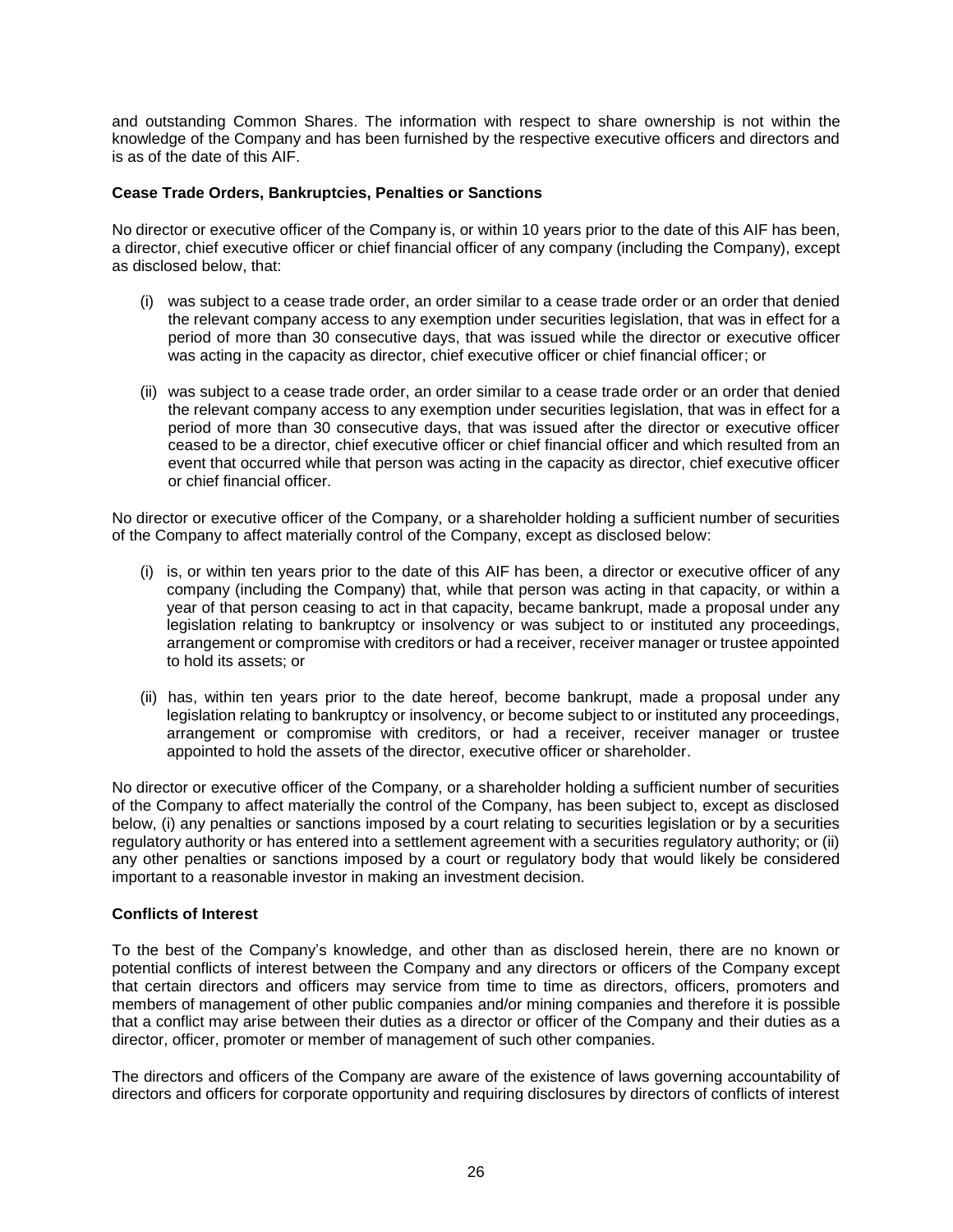and outstanding Common Shares. The information with respect to share ownership is not within the knowledge of the Company and has been furnished by the respective executive officers and directors and is as of the date of this AIF.

**Cease Trade Orders, Bankruptcies, Penalties or Sanctions**

No director or executive officer of the Company is, or within 10 years prior to the date of this AIF has been, a director, chief executive officer or chief financial officer of any company (including the Company), except as disclosed below, that:

(i) was subject to a cease trade order, an order similar to a cease trade order or an order that denied the relevant company access to any exemption under securities legislation, that was in effect for a period of more than 30 consecutive days, that was issued while the director or executive officer was acting in the capacity as director, chief executive officer or chief financial officer; or

(ii) was subject to a cease trade order, an order similar to a cease trade order or an order that denied the relevant company access to any exemption under securities legislation, that was in effect for a period of more than 30 consecutive days, that was issued after the director or executive officer ceased to be a director, chief executive officer or chief financial officer and which resulted from an event that occurred while that person was acting in the capacity as director, chief executive officer or chief financial officer.

No director or executive officer of the Company, or a shareholder holding a sufficient number of securities of the Company to affect materially control of the Company, except as disclosed below:

(i) is, or within ten years prior to the date of this AIF has been, a director or executive officer of any company (including the Company) that, while that person was acting in that capacity, or within a year of that person ceasing to act in that capacity, became bankrupt, made a proposal under any legislation relating to bankruptcy or insolvency or was subject to or instituted any proceedings, arrangement or compromise with creditors or had a receiver, receiver manager or trustee appointed to hold its assets; or

(ii) has, within ten years prior to the date hereof, become bankrupt, made a proposal under any legislation relating to bankruptcy or insolvency, or become subject to or instituted any proceedings, arrangement or compromise with creditors, or had a receiver, receiver manager or trustee appointed to hold the assets of the director, executive officer or shareholder.

No director or executive officer of the Company, or a shareholder holding a sufficient number of securities of the Company to affect materially the control of the Company, has been subject to, except as disclosed below, (i) any penalties or sanctions imposed by a court relating to securities legislation or by a securities regulatory authority or has entered into a settlement agreement with a securities regulatory authority; or (ii) any other penalties or sanctions imposed by a court or regulatory body that would likely be considered important to a reasonable investor in making an investment decision.

**Conflicts of Interest**

To the best of the Company's knowledge, and other than as disclosed herein, there are no known or potential conflicts of interest between the Company and any directors or officers of the Company except that certain directors and officers may service from time to time as directors, officers, promoters and members of management of other public companies and/or mining companies and therefore it is possible that a conflict may arise between their duties as a director or officer of the Company and their duties as a director, officer, promoter or member of management of such other companies.

The directors and officers of the Company are aware of the existence of laws governing accountability of directors and officers for corporate opportunity and requiring disclosures by directors of conflicts of interest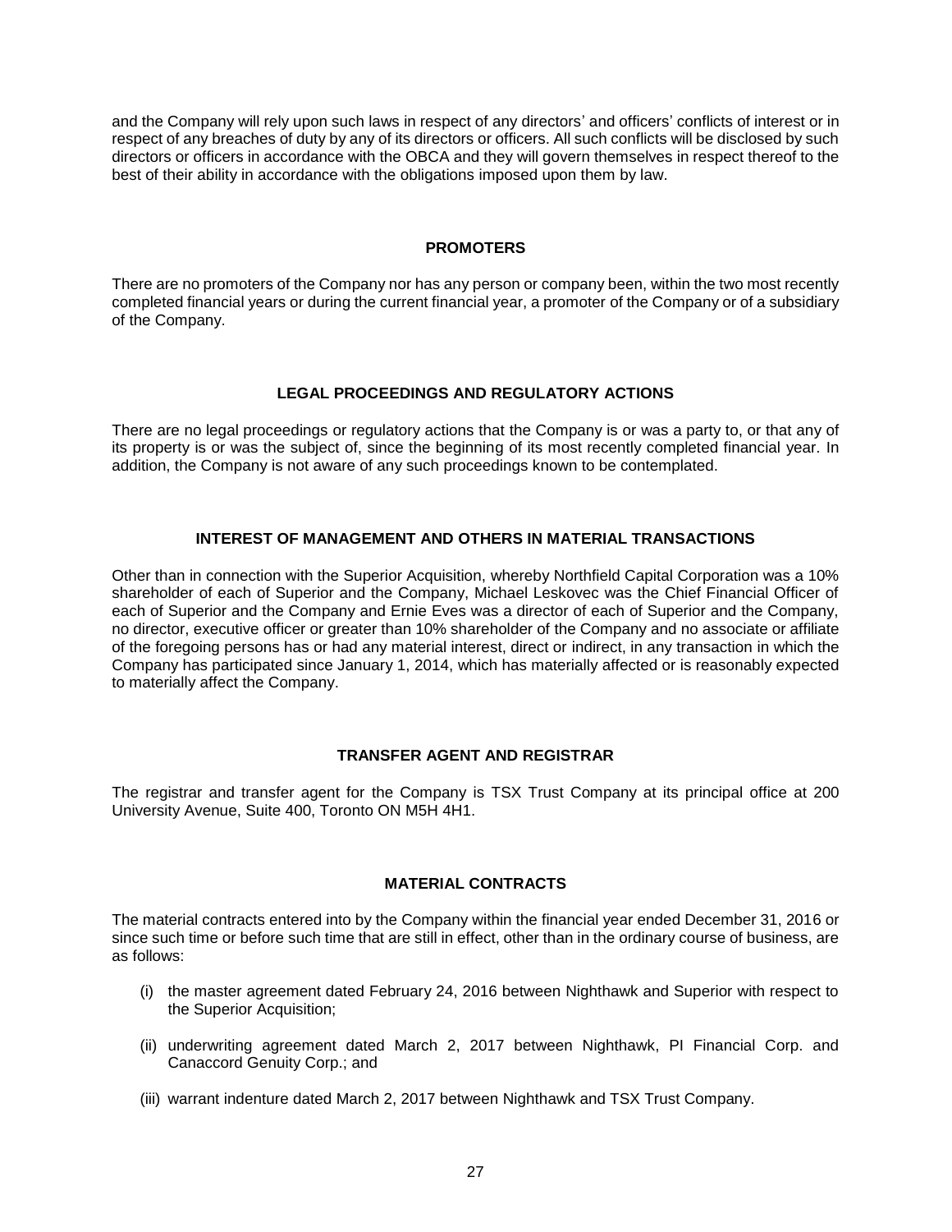and the Company will rely upon such laws in respect of any directors' and officers' conflicts of interest or in respect of any breaches of duty by any of its directors or officers. All such conflicts will be disclosed by such directors or officers in accordance with the OBCA and they will govern themselves in respect thereof to the best of their ability in accordance with the obligations imposed upon them by law.

## PROMOTERS

There are no promoters of the Company nor has any person or company been, within the two most recently completed financial years or during the current financial year, a promoter of the Company or of a subsidiary of the Company.

## LEGAL PROCEEDINGS AND REGULATORY ACTIONS

There are no legal proceedings or regulatory actions that the Company is or was a party to, or that any of its property is or was the subject of, since the beginning of its most recently completed financial year. In addition, the Company is not aware of any such proceedings known to be contemplated.

## INTEREST OF MANAGEMENT AND OTHERS IN MATERIAL TRANSACTIONS

Other than in connection with the Superior Acquisition, whereby Northfield Capital Corporation was a 10% shareholder of each of Superior and the Company, Michael Leskovec was the Chief Financial Officer of each of Superior and the Company and Ernie Eves was a director of each of Superior and the Company, no director, executive officer or greater than 10% shareholder of the Company and no associate or affiliate of the foregoing persons has or had any material interest, direct or indirect, in any transaction in which the Company has participated since January 1, 2014, which has materially affected or is reasonably expected to materially affect the Company.

## TRANSFER AGENT AND REGISTRAR

The registrar and transfer agent for the Company is TSX Trust Company at its principal office at 200 University Avenue, Suite 400, Toronto ON M5H 4H1.

## MATERIAL CONTRACTS

The material contracts entered into by the Company within the financial year ended December 31, 2016 or since such time or before such time that are still in effect, other than in the ordinary course of business, are as follows:

(i) the master agreement dated February 24, 2016 between Nighthawk and Superior with respect to the Superior Acquisition;

(ii) underwriting agreement dated March 2, 2017 between Nighthawk, PI Financial Corp. and Canaccord Genuity Corp.; and

(iii) warrant indenture dated March 2, 2017 between Nighthawk and TSX Trust Company.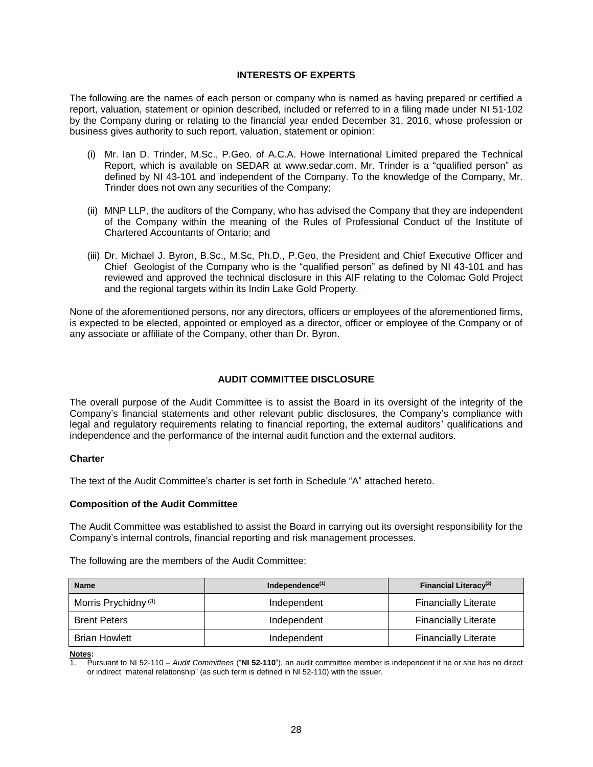## INTERESTS OF EXPERTS

The following are the names of each person or company who is named as having prepared or certified a report, valuation, statement or opinion described, included or referred to in a filing made under NI 51-102 by the Company during or relating to the financial year ended December 31, 2016, whose profession or business gives authority to such report, valuation, statement or opinion:

(i) Mr. Ian D. Trinder, M.Sc., P.Geo. of A.C.A. Howe International Limited prepared the Technical Report, which is available on SEDAR at www.sedar.com. Mr. Trinder is a "qualified person" as defined by NI 43-101 and independent of the Company. To the knowledge of the Company, Mr. Trinder does not own any securities of the Company;

(ii) MNP LLP, the auditors of the Company, who has advised the Company that they are independent of the Company within the meaning of the Rules of Professional Conduct of the Institute of Chartered Accountants of Ontario; and

(iii) Dr. Michael J. Byron, B.Sc., M.Sc, Ph.D., P.Geo, the President and Chief Executive Officer and Chief Geologist of the Company who is the "qualified person" as defined by NI 43-101 and has reviewed and approved the technical disclosure in this AIF relating to the Colomac Gold Project and the regional targets within its Indin Lake Gold Property.

None of the aforementioned persons, nor any directors, officers or employees of the aforementioned firms, is expected to be elected, appointed or employed as a director, officer or employee of the Company or of any associate or affiliate of the Company, other than Dr. Byron.

## AUDIT COMMITTEE DISCLOSURE

The overall purpose of the Audit Committee is to assist the Board in its oversight of the integrity of the Company's financial statements and other relevant public disclosures, the Company's compliance with legal and regulatory requirements relating to financial reporting, the external auditors' qualifications and independence and the performance of the internal audit function and the external auditors.

### Charter

The text of the Audit Committee's charter is set forth in Schedule "A" attached hereto.

### Composition of the Audit Committee

The Audit Committee was established to assist the Board in carrying out its oversight responsibility for the Company's internal controls, financial reporting and risk management processes.

The following are the members of the Audit Committee:

| Name | Independence[(1)] | Financial Literacy[(2)] |
|---|---|---|
| Morris Prychidny [(3)] | Independent | Financially Literate |
| Brent Peters | Independent | Financially Literate |
| Brian Howlett | Independent | Financially Literate |

**Notes:**

1. Pursuant to NI 52-110 – *Audit Committees* ("**NI 52-110**"), an audit committee member is independent if he or she has no direct or indirect "material relationship" (as such term is defined in NI 52-110) with the issuer.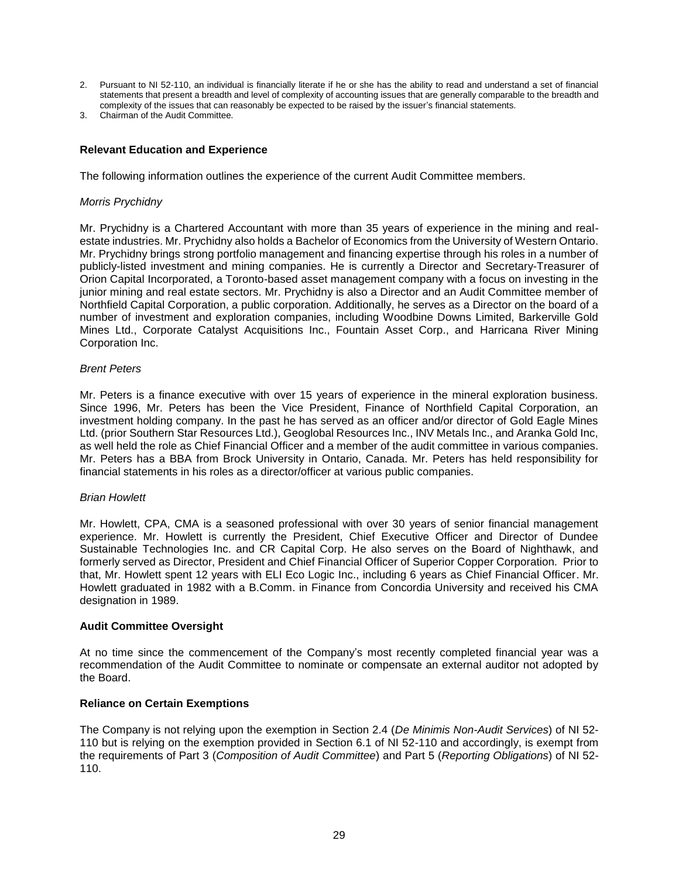2. Pursuant to NI 52-110, an individual is financially literate if he or she has the ability to read and understand a set of financial statements that present a breadth and level of complexity of accounting issues that are generally comparable to the breadth and complexity of the issues that can reasonably be expected to be raised by the issuer's financial statements.
3. Chairman of the Audit Committee.

**Relevant Education and Experience**

The following information outlines the experience of the current Audit Committee members.

*Morris Prychidny*

Mr. Prychidny is a Chartered Accountant with more than 35 years of experience in the mining and real-estate industries. Mr. Prychidny also holds a Bachelor of Economics from the University of Western Ontario. Mr. Prychidny brings strong portfolio management and financing expertise through his roles in a number of publicly-listed investment and mining companies. He is currently a Director and Secretary-Treasurer of Orion Capital Incorporated, a Toronto-based asset management company with a focus on investing in the junior mining and real estate sectors. Mr. Prychidny is also a Director and an Audit Committee member of Northfield Capital Corporation, a public corporation. Additionally, he serves as a Director on the board of a number of investment and exploration companies, including Woodbine Downs Limited, Barkerville Gold Mines Ltd., Corporate Catalyst Acquisitions Inc., Fountain Asset Corp., and Harricana River Mining Corporation Inc.

*Brent Peters*

Mr. Peters is a finance executive with over 15 years of experience in the mineral exploration business. Since 1996, Mr. Peters has been the Vice President, Finance of Northfield Capital Corporation, an investment holding company. In the past he has served as an officer and/or director of Gold Eagle Mines Ltd. (prior Southern Star Resources Ltd.), Geoglobal Resources Inc., INV Metals Inc., and Aranka Gold Inc, as well held the role as Chief Financial Officer and a member of the audit committee in various companies. Mr. Peters has a BBA from Brock University in Ontario, Canada. Mr. Peters has held responsibility for financial statements in his roles as a director/officer at various public companies.

*Brian Howlett*

Mr. Howlett, CPA, CMA is a seasoned professional with over 30 years of senior financial management experience. Mr. Howlett is currently the President, Chief Executive Officer and Director of Dundee Sustainable Technologies Inc. and CR Capital Corp. He also serves on the Board of Nighthawk, and formerly served as Director, President and Chief Financial Officer of Superior Copper Corporation. Prior to that, Mr. Howlett spent 12 years with ELI Eco Logic Inc., including 6 years as Chief Financial Officer. Mr. Howlett graduated in 1982 with a B.Comm. in Finance from Concordia University and received his CMA designation in 1989.

**Audit Committee Oversight**

At no time since the commencement of the Company's most recently completed financial year was a recommendation of the Audit Committee to nominate or compensate an external auditor not adopted by the Board.

**Reliance on Certain Exemptions**

The Company is not relying upon the exemption in Section 2.4 (*De Minimis Non-Audit Services*) of NI 52-110 but is relying on the exemption provided in Section 6.1 of NI 52-110 and accordingly, is exempt from the requirements of Part 3 (*Composition of Audit Committee*) and Part 5 (*Reporting Obligations*) of NI 52-110.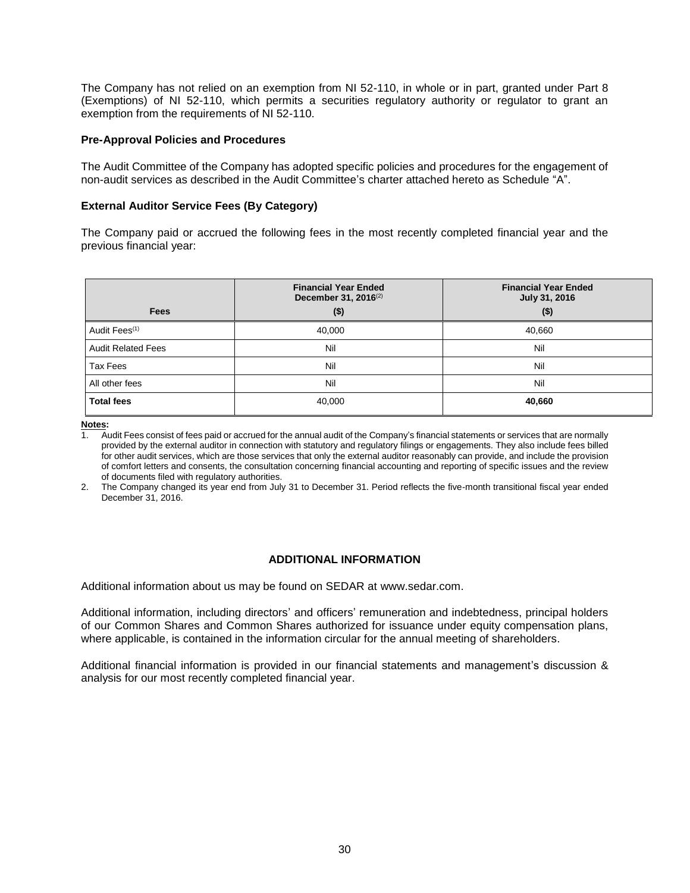The Company has not relied on an exemption from NI 52-110, in whole or in part, granted under Part 8 (Exemptions) of NI 52-110, which permits a securities regulatory authority or regulator to grant an exemption from the requirements of NI 52-110.

### Pre-Approval Policies and Procedures

The Audit Committee of the Company has adopted specific policies and procedures for the engagement of non-audit services as described in the Audit Committee's charter attached hereto as Schedule "A".

### External Auditor Service Fees (By Category)

The Company paid or accrued the following fees in the most recently completed financial year and the previous financial year:

| Fees | Financial Year Ended December 31, 2016[(2)] ($) | Financial Year Ended July 31, 2016 ($) |
|---|---|---|
| Audit Fees[(1)] | 40,000 | 40,660 |
| Audit Related Fees | Nil | Nil |
| Tax Fees | Nil | Nil |
| All other fees | Nil | Nil |
| **Total fees** | 40,000 | **40,660** |

**Notes:**

1. Audit Fees consist of fees paid or accrued for the annual audit of the Company's financial statements or services that are normally provided by the external auditor in connection with statutory and regulatory filings or engagements. They also include fees billed for other audit services, which are those services that only the external auditor reasonably can provide, and include the provision of comfort letters and consents, the consultation concerning financial accounting and reporting of specific issues and the review of documents filed with regulatory authorities.
2. The Company changed its year end from July 31 to December 31. Period reflects the five-month transitional fiscal year ended December 31, 2016.

## ADDITIONAL INFORMATION

Additional information about us may be found on SEDAR at www.sedar.com.

Additional information, including directors' and officers' remuneration and indebtedness, principal holders of our Common Shares and Common Shares authorized for issuance under equity compensation plans, where applicable, is contained in the information circular for the annual meeting of shareholders.

Additional financial information is provided in our financial statements and management's discussion & analysis for our most recently completed financial year.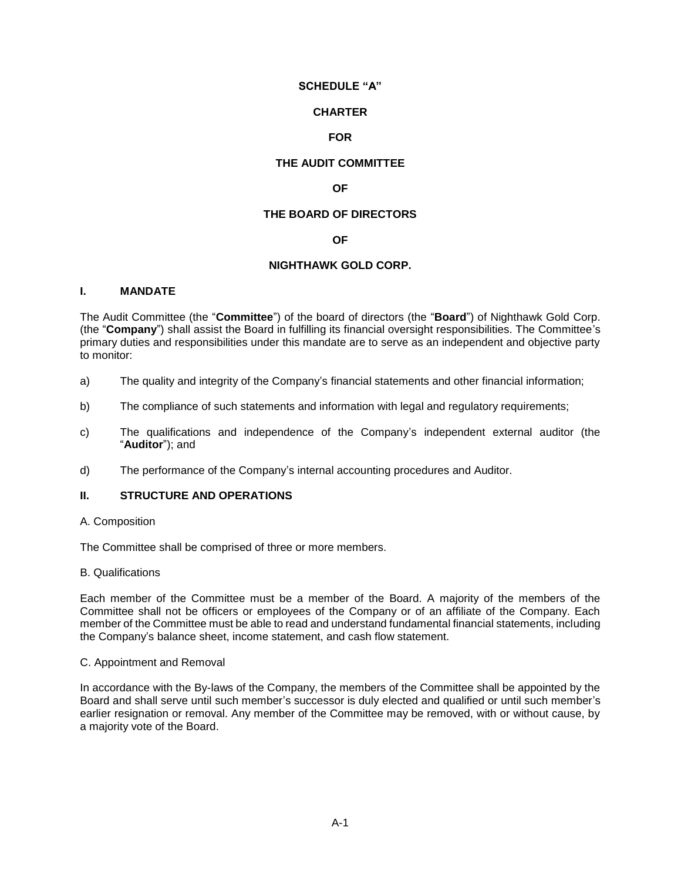**SCHEDULE "A"**

**CHARTER**

**FOR**

**THE AUDIT COMMITTEE**

**OF**

**THE BOARD OF DIRECTORS**

**OF**

**NIGHTHAWK GOLD CORP.**

## I. MANDATE

The Audit Committee (the "**Committee**") of the board of directors (the "**Board**") of Nighthawk Gold Corp. (the "**Company**") shall assist the Board in fulfilling its financial oversight responsibilities. The Committee's primary duties and responsibilities under this mandate are to serve as an independent and objective party to monitor:

a) The quality and integrity of the Company's financial statements and other financial information;

b) The compliance of such statements and information with legal and regulatory requirements;

c) The qualifications and independence of the Company's independent external auditor (the "**Auditor**"); and

d) The performance of the Company's internal accounting procedures and Auditor.

## II. STRUCTURE AND OPERATIONS

A. Composition

The Committee shall be comprised of three or more members.

B. Qualifications

Each member of the Committee must be a member of the Board. A majority of the members of the Committee shall not be officers or employees of the Company or of an affiliate of the Company. Each member of the Committee must be able to read and understand fundamental financial statements, including the Company's balance sheet, income statement, and cash flow statement.

C. Appointment and Removal

In accordance with the By-laws of the Company, the members of the Committee shall be appointed by the Board and shall serve until such member's successor is duly elected and qualified or until such member's earlier resignation or removal. Any member of the Committee may be removed, with or without cause, by a majority vote of the Board.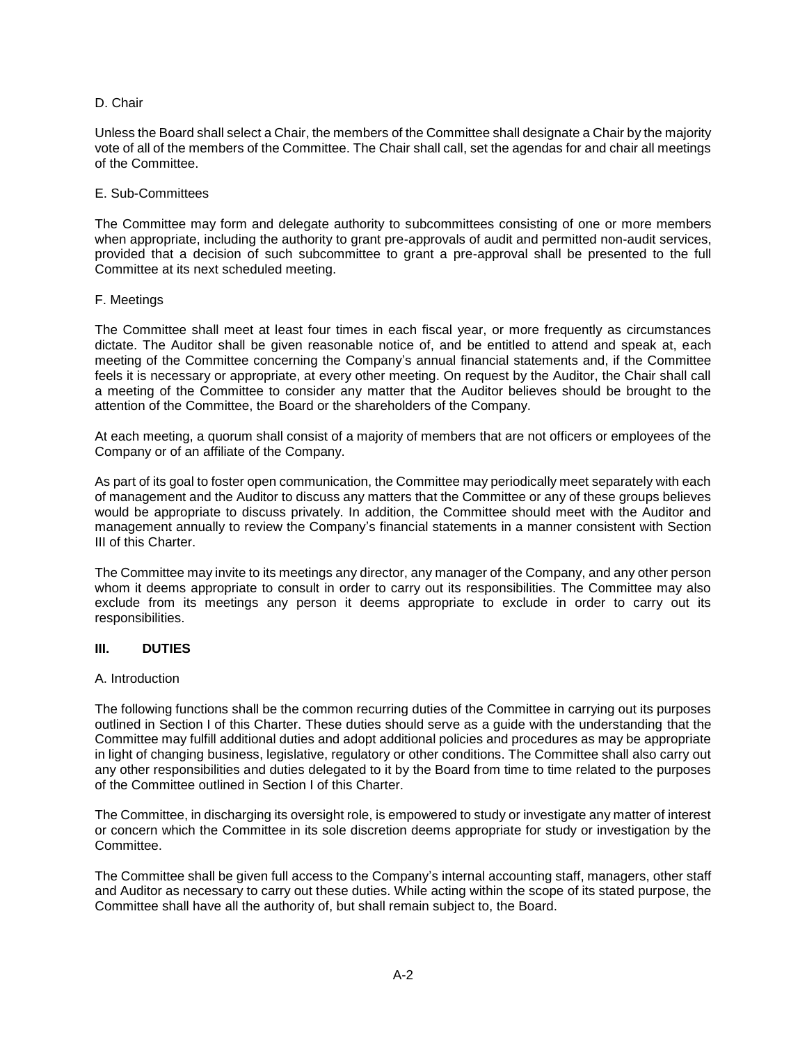D. Chair

Unless the Board shall select a Chair, the members of the Committee shall designate a Chair by the majority vote of all of the members of the Committee. The Chair shall call, set the agendas for and chair all meetings of the Committee.

E. Sub-Committees

The Committee may form and delegate authority to subcommittees consisting of one or more members when appropriate, including the authority to grant pre-approvals of audit and permitted non-audit services, provided that a decision of such subcommittee to grant a pre-approval shall be presented to the full Committee at its next scheduled meeting.

F. Meetings

The Committee shall meet at least four times in each fiscal year, or more frequently as circumstances dictate. The Auditor shall be given reasonable notice of, and be entitled to attend and speak at, each meeting of the Committee concerning the Company's annual financial statements and, if the Committee feels it is necessary or appropriate, at every other meeting. On request by the Auditor, the Chair shall call a meeting of the Committee to consider any matter that the Auditor believes should be brought to the attention of the Committee, the Board or the shareholders of the Company.

At each meeting, a quorum shall consist of a majority of members that are not officers or employees of the Company or of an affiliate of the Company.

As part of its goal to foster open communication, the Committee may periodically meet separately with each of management and the Auditor to discuss any matters that the Committee or any of these groups believes would be appropriate to discuss privately. In addition, the Committee should meet with the Auditor and management annually to review the Company's financial statements in a manner consistent with Section III of this Charter.

The Committee may invite to its meetings any director, any manager of the Company, and any other person whom it deems appropriate to consult in order to carry out its responsibilities. The Committee may also exclude from its meetings any person it deems appropriate to exclude in order to carry out its responsibilities.

## III. DUTIES

A. Introduction

The following functions shall be the common recurring duties of the Committee in carrying out its purposes outlined in Section I of this Charter. These duties should serve as a guide with the understanding that the Committee may fulfill additional duties and adopt additional policies and procedures as may be appropriate in light of changing business, legislative, regulatory or other conditions. The Committee shall also carry out any other responsibilities and duties delegated to it by the Board from time to time related to the purposes of the Committee outlined in Section I of this Charter.

The Committee, in discharging its oversight role, is empowered to study or investigate any matter of interest or concern which the Committee in its sole discretion deems appropriate for study or investigation by the Committee.

The Committee shall be given full access to the Company's internal accounting staff, managers, other staff and Auditor as necessary to carry out these duties. While acting within the scope of its stated purpose, the Committee shall have all the authority of, but shall remain subject to, the Board.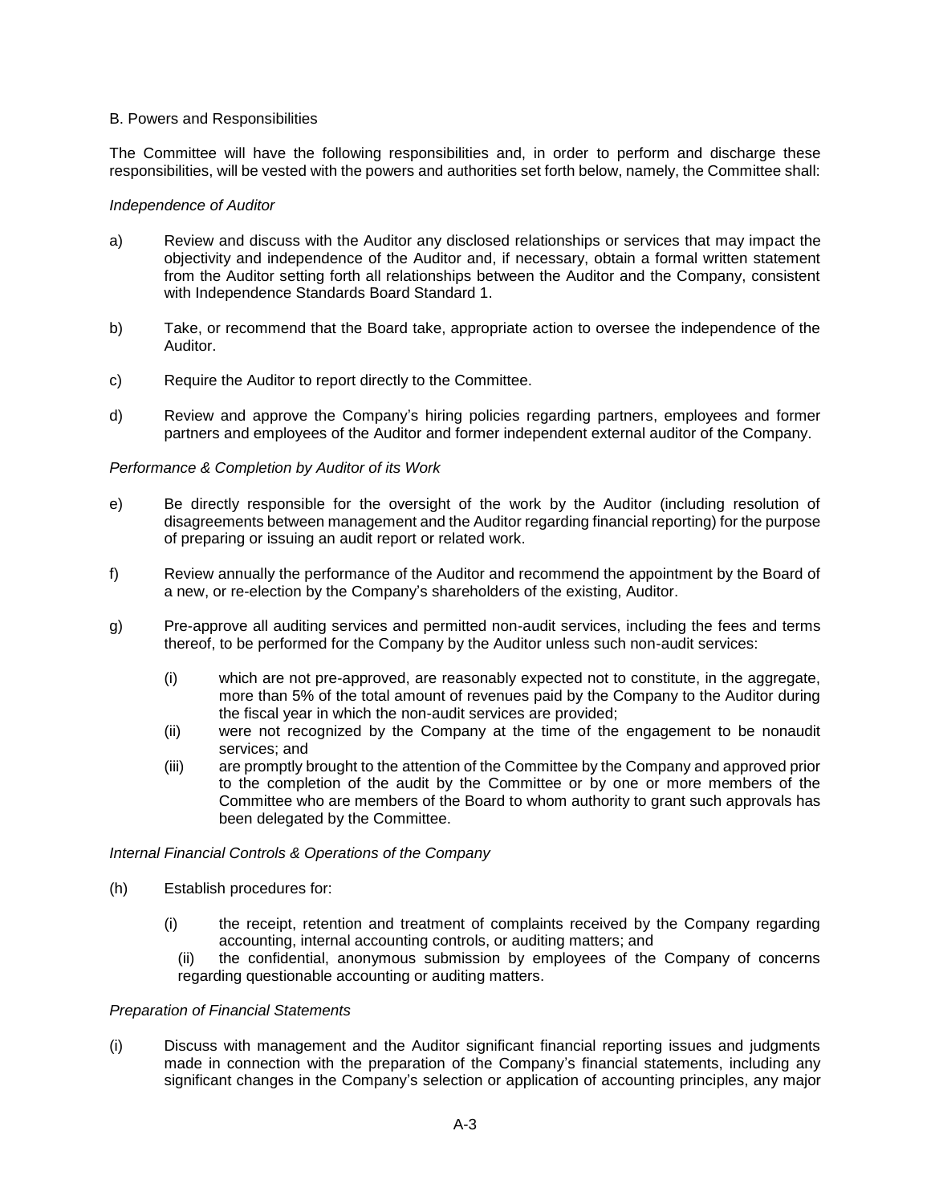B. Powers and Responsibilities

The Committee will have the following responsibilities and, in order to perform and discharge these responsibilities, will be vested with the powers and authorities set forth below, namely, the Committee shall:

*Independence of Auditor*

a) Review and discuss with the Auditor any disclosed relationships or services that may impact the objectivity and independence of the Auditor and, if necessary, obtain a formal written statement from the Auditor setting forth all relationships between the Auditor and the Company, consistent with Independence Standards Board Standard 1.

b) Take, or recommend that the Board take, appropriate action to oversee the independence of the Auditor.

c) Require the Auditor to report directly to the Committee.

d) Review and approve the Company's hiring policies regarding partners, employees and former partners and employees of the Auditor and former independent external auditor of the Company.

*Performance & Completion by Auditor of its Work*

e) Be directly responsible for the oversight of the work by the Auditor (including resolution of disagreements between management and the Auditor regarding financial reporting) for the purpose of preparing or issuing an audit report or related work.

f) Review annually the performance of the Auditor and recommend the appointment by the Board of a new, or re-election by the Company's shareholders of the existing, Auditor.

g) Pre-approve all auditing services and permitted non-audit services, including the fees and terms thereof, to be performed for the Company by the Auditor unless such non-audit services:

   (i) which are not pre-approved, are reasonably expected not to constitute, in the aggregate, more than 5% of the total amount of revenues paid by the Company to the Auditor during the fiscal year in which the non-audit services are provided;
   (ii) were not recognized by the Company at the time of the engagement to be nonaudit services; and
   (iii) are promptly brought to the attention of the Committee by the Company and approved prior to the completion of the audit by the Committee or by one or more members of the Committee who are members of the Board to whom authority to grant such approvals has been delegated by the Committee.

*Internal Financial Controls & Operations of the Company*

(h) Establish procedures for:

   (i) the receipt, retention and treatment of complaints received by the Company regarding accounting, internal accounting controls, or auditing matters; and
   (ii) the confidential, anonymous submission by employees of the Company of concerns regarding questionable accounting or auditing matters.

*Preparation of Financial Statements*

(i) Discuss with management and the Auditor significant financial reporting issues and judgments made in connection with the preparation of the Company's financial statements, including any significant changes in the Company's selection or application of accounting principles, any major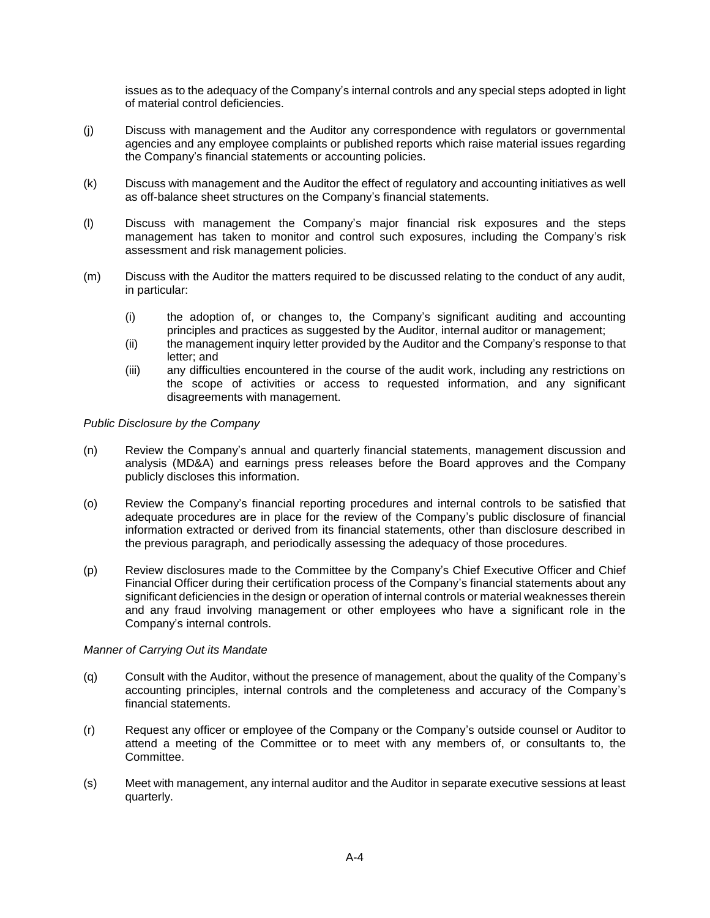issues as to the adequacy of the Company's internal controls and any special steps adopted in light of material control deficiencies.

(j) Discuss with management and the Auditor any correspondence with regulators or governmental agencies and any employee complaints or published reports which raise material issues regarding the Company's financial statements or accounting policies.

(k) Discuss with management and the Auditor the effect of regulatory and accounting initiatives as well as off-balance sheet structures on the Company's financial statements.

(l) Discuss with management the Company's major financial risk exposures and the steps management has taken to monitor and control such exposures, including the Company's risk assessment and risk management policies.

(m) Discuss with the Auditor the matters required to be discussed relating to the conduct of any audit, in particular:

  (i) the adoption of, or changes to, the Company's significant auditing and accounting principles and practices as suggested by the Auditor, internal auditor or management;
  (ii) the management inquiry letter provided by the Auditor and the Company's response to that letter; and
  (iii) any difficulties encountered in the course of the audit work, including any restrictions on the scope of activities or access to requested information, and any significant disagreements with management.

*Public Disclosure by the Company*

(n) Review the Company's annual and quarterly financial statements, management discussion and analysis (MD&A) and earnings press releases before the Board approves and the Company publicly discloses this information.

(o) Review the Company's financial reporting procedures and internal controls to be satisfied that adequate procedures are in place for the review of the Company's public disclosure of financial information extracted or derived from its financial statements, other than disclosure described in the previous paragraph, and periodically assessing the adequacy of those procedures.

(p) Review disclosures made to the Committee by the Company's Chief Executive Officer and Chief Financial Officer during their certification process of the Company's financial statements about any significant deficiencies in the design or operation of internal controls or material weaknesses therein and any fraud involving management or other employees who have a significant role in the Company's internal controls.

*Manner of Carrying Out its Mandate*

(q) Consult with the Auditor, without the presence of management, about the quality of the Company's accounting principles, internal controls and the completeness and accuracy of the Company's financial statements.

(r) Request any officer or employee of the Company or the Company's outside counsel or Auditor to attend a meeting of the Committee or to meet with any members of, or consultants to, the Committee.

(s) Meet with management, any internal auditor and the Auditor in separate executive sessions at least quarterly.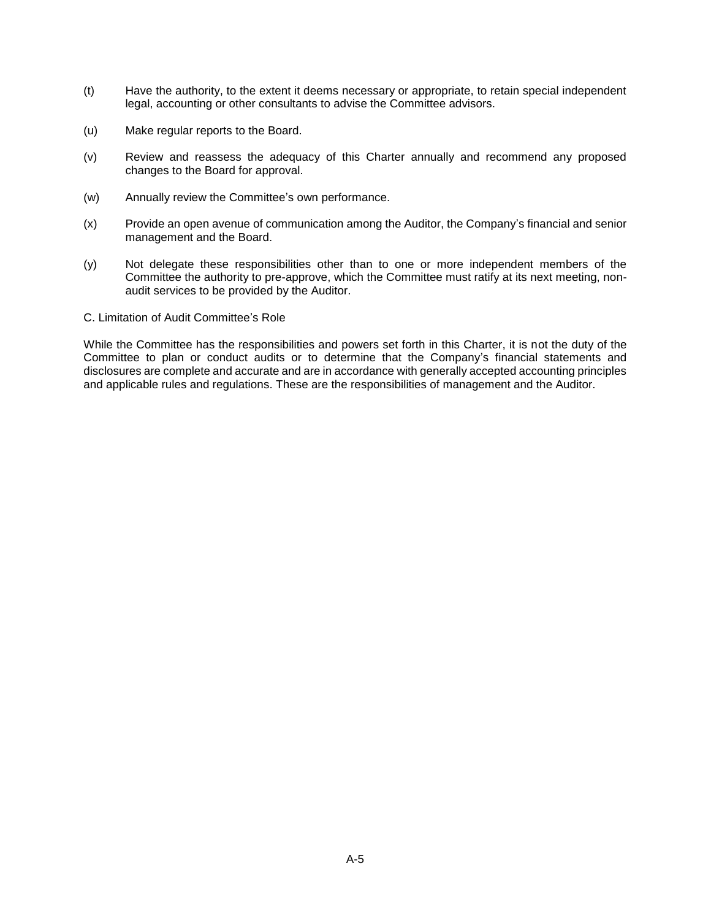(t) Have the authority, to the extent it deems necessary or appropriate, to retain special independent legal, accounting or other consultants to advise the Committee advisors.

(u) Make regular reports to the Board.

(v) Review and reassess the adequacy of this Charter annually and recommend any proposed changes to the Board for approval.

(w) Annually review the Committee's own performance.

(x) Provide an open avenue of communication among the Auditor, the Company's financial and senior management and the Board.

(y) Not delegate these responsibilities other than to one or more independent members of the Committee the authority to pre-approve, which the Committee must ratify at its next meeting, non-audit services to be provided by the Auditor.

C. Limitation of Audit Committee's Role

While the Committee has the responsibilities and powers set forth in this Charter, it is not the duty of the Committee to plan or conduct audits or to determine that the Company's financial statements and disclosures are complete and accurate and are in accordance with generally accepted accounting principles and applicable rules and regulations. These are the responsibilities of management and the Auditor.